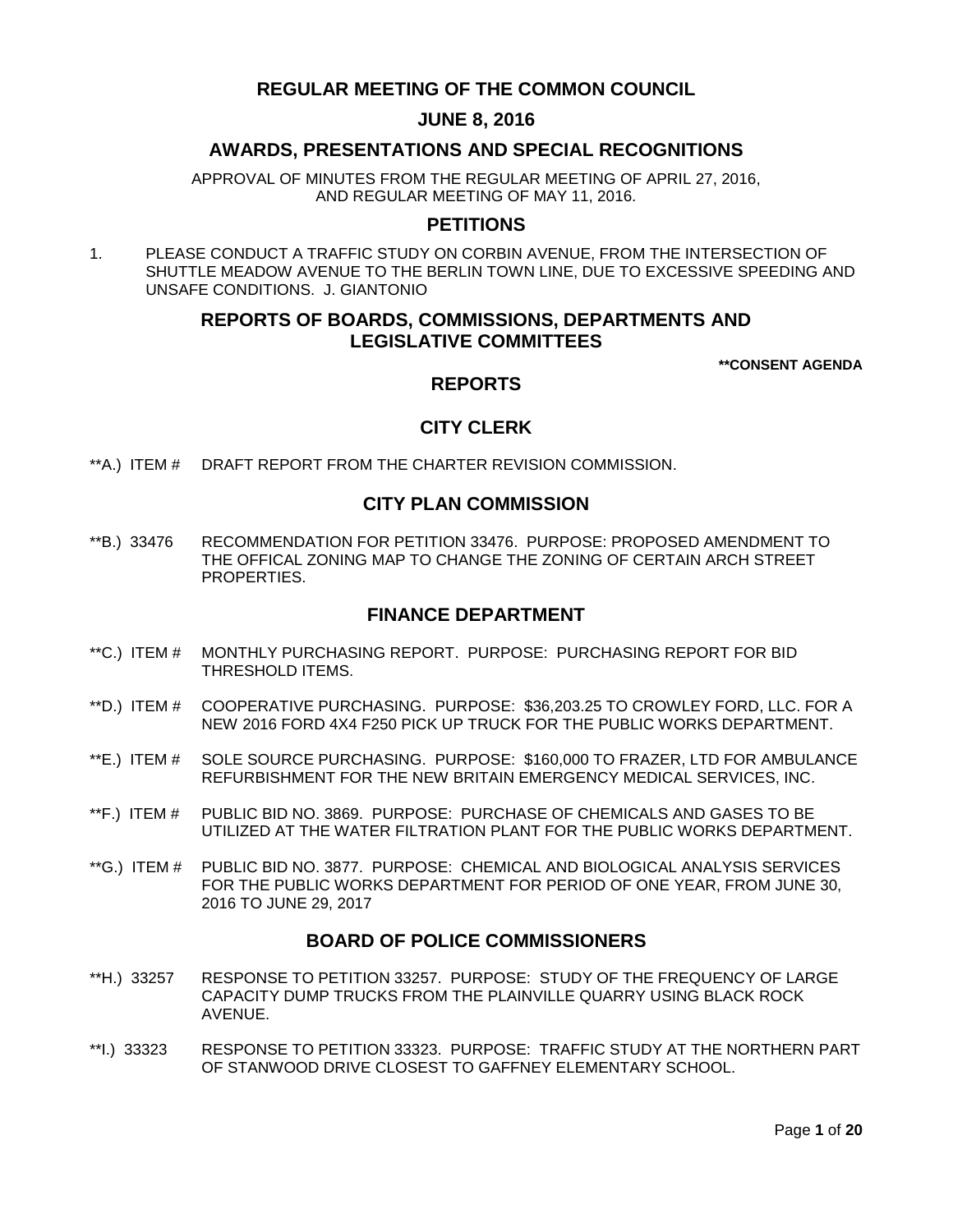# REGULAR MEETING OF THE COMMON COUNCIL

## JUNE 8, 2016

## AWARDS, PRESENTATIONS AND SPECIAL RECOGNITIONS

APPROVAL OF MINUTES FROM THE REGULAR MEETING OF APRIL 27, 2016, AND REGULAR MEETING OF MAY 11, 2016.

## PETITIONS

1. PLEASE CONDUCT A TRAFFIC STUDY ON CORBIN AVENUE, FROM THE INTERSECTION OF SHUTTLE MEADOW AVENUE TO THE BERLIN TOWN LINE, DUE TO EXCESSIVE SPEEDING AND UNSAFE CONDITIONS. J. GIANTONIO

## REPORTS OF BOARDS, COMMISSIONS, DEPARTMENTS AND LEGISLATIVE COMMITTEES

**\*\*CONSENT AGENDA**

## REPORTS

## CITY CLERK

**A.) ITEM # DRAFT REPORT FROM THE CHARTER REVISION COMMISSION.

## CITY PLAN COMMISSION

**B.) 33476 RECOMMENDATION FOR PETITION 33476. PURPOSE: PROPOSED AMENDMENT TO THE OFFICAL ZONING MAP TO CHANGE THE ZONING OF CERTAIN ARCH STREET PROPERTIES.

## FINANCE DEPARTMENT

**C.) ITEM # MONTHLY PURCHASING REPORT. PURPOSE: PURCHASING REPORT FOR BID THRESHOLD ITEMS.

**D.) ITEM # COOPERATIVE PURCHASING. PURPOSE: $36,203.25 TO CROWLEY FORD, LLC. FOR A NEW 2016 FORD 4X4 F250 PICK UP TRUCK FOR THE PUBLIC WORKS DEPARTMENT.

**E.) ITEM # SOLE SOURCE PURCHASING. PURPOSE: $160,000 TO FRAZER, LTD FOR AMBULANCE REFURBISHMENT FOR THE NEW BRITAIN EMERGENCY MEDICAL SERVICES, INC.

**F.) ITEM # PUBLIC BID NO. 3869. PURPOSE: PURCHASE OF CHEMICALS AND GASES TO BE UTILIZED AT THE WATER FILTRATION PLANT FOR THE PUBLIC WORKS DEPARTMENT.

**G.) ITEM # PUBLIC BID NO. 3877. PURPOSE: CHEMICAL AND BIOLOGICAL ANALYSIS SERVICES FOR THE PUBLIC WORKS DEPARTMENT FOR PERIOD OF ONE YEAR, FROM JUNE 30, 2016 TO JUNE 29, 2017

## BOARD OF POLICE COMMISSIONERS

**H.) 33257 RESPONSE TO PETITION 33257. PURPOSE: STUDY OF THE FREQUENCY OF LARGE CAPACITY DUMP TRUCKS FROM THE PLAINVILLE QUARRY USING BLACK ROCK AVENUE.

**I.) 33323 RESPONSE TO PETITION 33323. PURPOSE: TRAFFIC STUDY AT THE NORTHERN PART OF STANWOOD DRIVE CLOSEST TO GAFFNEY ELEMENTARY SCHOOL.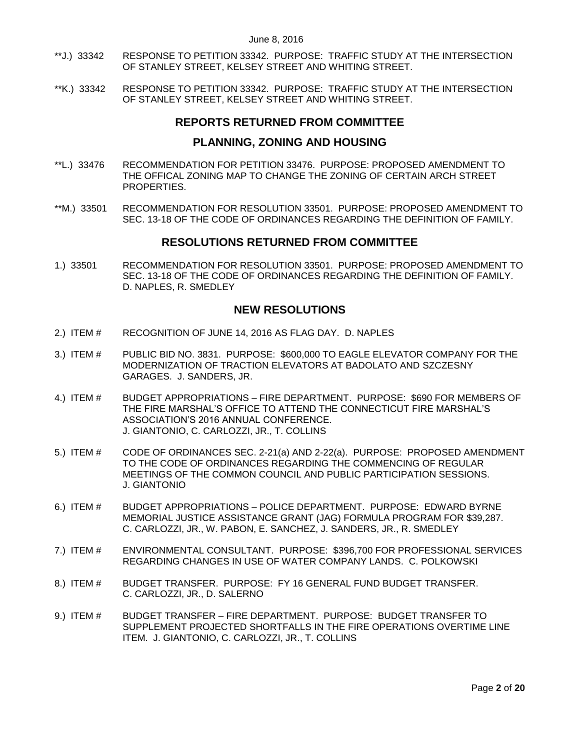**J.) 33342 RESPONSE TO PETITION 33342. PURPOSE: TRAFFIC STUDY AT THE INTERSECTION OF STANLEY STREET, KELSEY STREET AND WHITING STREET.

**K.) 33342 RESPONSE TO PETITION 33342. PURPOSE: TRAFFIC STUDY AT THE INTERSECTION OF STANLEY STREET, KELSEY STREET AND WHITING STREET.

## REPORTS RETURNED FROM COMMITTEE

## PLANNING, ZONING AND HOUSING

**L.) 33476 RECOMMENDATION FOR PETITION 33476. PURPOSE: PROPOSED AMENDMENT TO THE OFFICAL ZONING MAP TO CHANGE THE ZONING OF CERTAIN ARCH STREET PROPERTIES.

**M.) 33501 RECOMMENDATION FOR RESOLUTION 33501. PURPOSE: PROPOSED AMENDMENT TO SEC. 13-18 OF THE CODE OF ORDINANCES REGARDING THE DEFINITION OF FAMILY.

## RESOLUTIONS RETURNED FROM COMMITTEE

1.) 33501 RECOMMENDATION FOR RESOLUTION 33501. PURPOSE: PROPOSED AMENDMENT TO SEC. 13-18 OF THE CODE OF ORDINANCES REGARDING THE DEFINITION OF FAMILY. D. NAPLES, R. SMEDLEY

## NEW RESOLUTIONS

2.) ITEM # RECOGNITION OF JUNE 14, 2016 AS FLAG DAY. D. NAPLES

3.) ITEM # PUBLIC BID NO. 3831. PURPOSE: $600,000 TO EAGLE ELEVATOR COMPANY FOR THE MODERNIZATION OF TRACTION ELEVATORS AT BADOLATO AND SZCZESNY GARAGES. J. SANDERS, JR.

4.) ITEM # BUDGET APPROPRIATIONS – FIRE DEPARTMENT. PURPOSE: $690 FOR MEMBERS OF THE FIRE MARSHAL'S OFFICE TO ATTEND THE CONNECTICUT FIRE MARSHAL'S ASSOCIATION'S 2016 ANNUAL CONFERENCE. J. GIANTONIO, C. CARLOZZI, JR., T. COLLINS

5.) ITEM # CODE OF ORDINANCES SEC. 2-21(a) AND 2-22(a). PURPOSE: PROPOSED AMENDMENT TO THE CODE OF ORDINANCES REGARDING THE COMMENCING OF REGULAR MEETINGS OF THE COMMON COUNCIL AND PUBLIC PARTICIPATION SESSIONS. J. GIANTONIO

6.) ITEM # BUDGET APPROPRIATIONS – POLICE DEPARTMENT. PURPOSE: EDWARD BYRNE MEMORIAL JUSTICE ASSISTANCE GRANT (JAG) FORMULA PROGRAM FOR $39,287. C. CARLOZZI, JR., W. PABON, E. SANCHEZ, J. SANDERS, JR., R. SMEDLEY

7.) ITEM # ENVIRONMENTAL CONSULTANT. PURPOSE: $396,700 FOR PROFESSIONAL SERVICES REGARDING CHANGES IN USE OF WATER COMPANY LANDS. C. POLKOWSKI

8.) ITEM # BUDGET TRANSFER. PURPOSE: FY 16 GENERAL FUND BUDGET TRANSFER. C. CARLOZZI, JR., D. SALERNO

9.) ITEM # BUDGET TRANSFER – FIRE DEPARTMENT. PURPOSE: BUDGET TRANSFER TO SUPPLEMENT PROJECTED SHORTFALLS IN THE FIRE OPERATIONS OVERTIME LINE ITEM. J. GIANTONIO, C. CARLOZZI, JR., T. COLLINS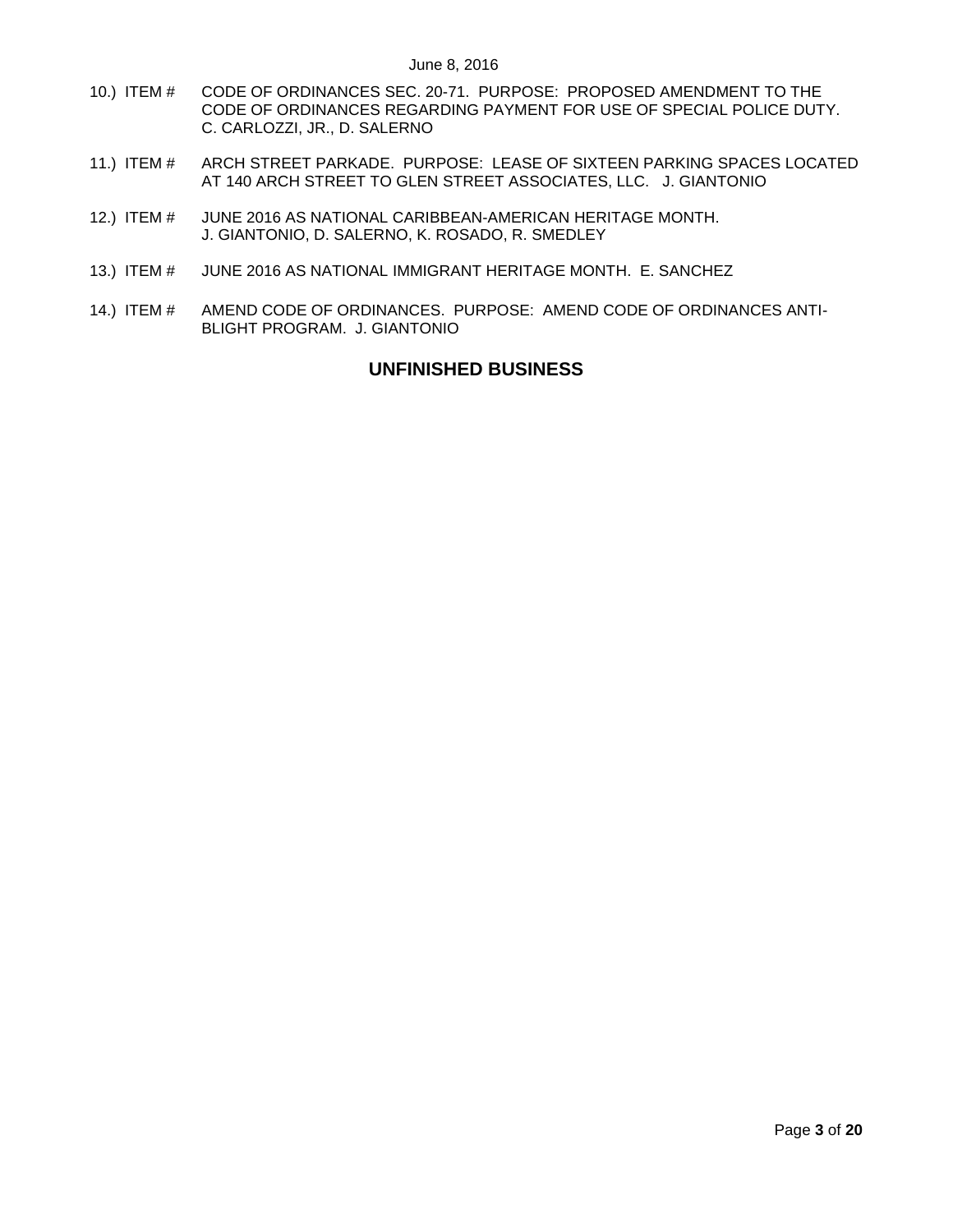10.) ITEM # CODE OF ORDINANCES SEC. 20-71. PURPOSE: PROPOSED AMENDMENT TO THE CODE OF ORDINANCES REGARDING PAYMENT FOR USE OF SPECIAL POLICE DUTY. C. CARLOZZI, JR., D. SALERNO

11.) ITEM # ARCH STREET PARKADE. PURPOSE: LEASE OF SIXTEEN PARKING SPACES LOCATED AT 140 ARCH STREET TO GLEN STREET ASSOCIATES, LLC. J. GIANTONIO

12.) ITEM # JUNE 2016 AS NATIONAL CARIBBEAN-AMERICAN HERITAGE MONTH. J. GIANTONIO, D. SALERNO, K. ROSADO, R. SMEDLEY

13.) ITEM # JUNE 2016 AS NATIONAL IMMIGRANT HERITAGE MONTH. E. SANCHEZ

14.) ITEM # AMEND CODE OF ORDINANCES. PURPOSE: AMEND CODE OF ORDINANCES ANTI-BLIGHT PROGRAM. J. GIANTONIO

## UNFINISHED BUSINESS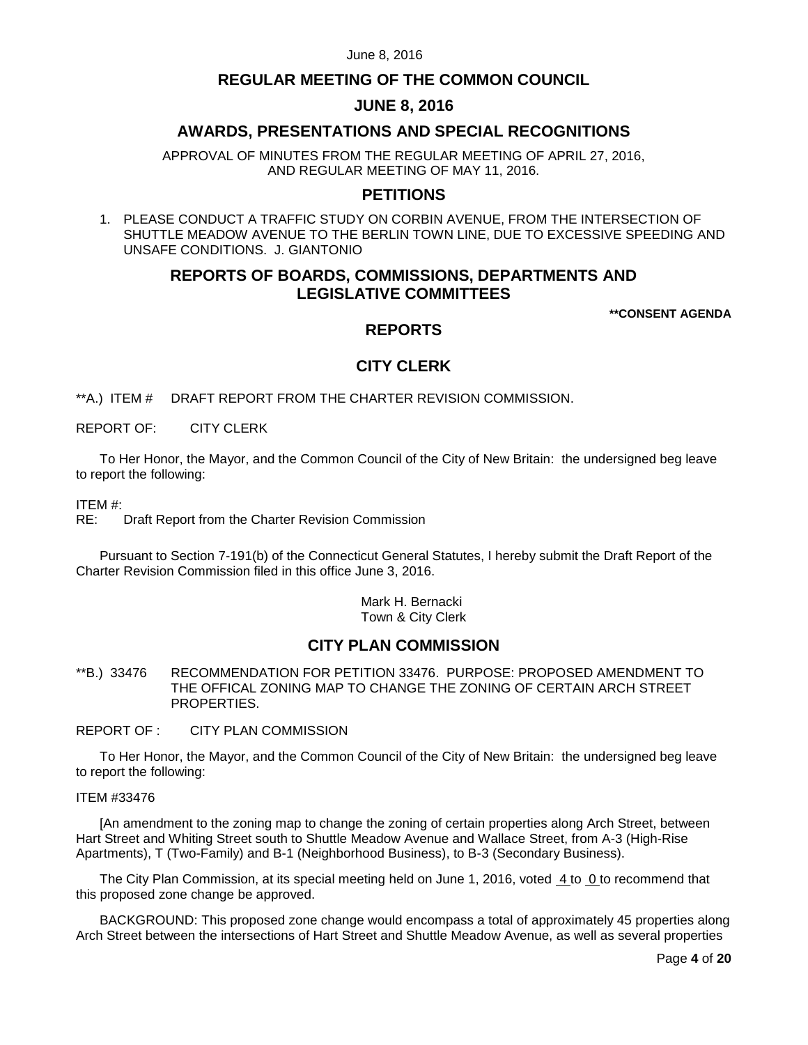## REGULAR MEETING OF THE COMMON COUNCIL

## JUNE 8, 2016

## AWARDS, PRESENTATIONS AND SPECIAL RECOGNITIONS

APPROVAL OF MINUTES FROM THE REGULAR MEETING OF APRIL 27, 2016, AND REGULAR MEETING OF MAY 11, 2016.

## PETITIONS

1. PLEASE CONDUCT A TRAFFIC STUDY ON CORBIN AVENUE, FROM THE INTERSECTION OF SHUTTLE MEADOW AVENUE TO THE BERLIN TOWN LINE, DUE TO EXCESSIVE SPEEDING AND UNSAFE CONDITIONS. J. GIANTONIO

## REPORTS OF BOARDS, COMMISSIONS, DEPARTMENTS AND LEGISLATIVE COMMITTEES

**\*\*CONSENT AGENDA**

## REPORTS

## CITY CLERK

**A.) ITEM # DRAFT REPORT FROM THE CHARTER REVISION COMMISSION.

REPORT OF: CITY CLERK

To Her Honor, the Mayor, and the Common Council of the City of New Britain: the undersigned beg leave to report the following:

ITEM #:
RE: Draft Report from the Charter Revision Commission

Pursuant to Section 7-191(b) of the Connecticut General Statutes, I hereby submit the Draft Report of the Charter Revision Commission filed in this office June 3, 2016.

Mark H. Bernacki
Town & City Clerk

## CITY PLAN COMMISSION

**B.) 33476 RECOMMENDATION FOR PETITION 33476. PURPOSE: PROPOSED AMENDMENT TO THE OFFICAL ZONING MAP TO CHANGE THE ZONING OF CERTAIN ARCH STREET PROPERTIES.

REPORT OF : CITY PLAN COMMISSION

To Her Honor, the Mayor, and the Common Council of the City of New Britain: the undersigned beg leave to report the following:

ITEM #33476

[An amendment to the zoning map to change the zoning of certain properties along Arch Street, between Hart Street and Whiting Street south to Shuttle Meadow Avenue and Wallace Street, from A-3 (High-Rise Apartments), T (Two-Family) and B-1 (Neighborhood Business), to B-3 (Secondary Business).

The City Plan Commission, at its special meeting held on June 1, 2016, voted 4 to 0 to recommend that this proposed zone change be approved.

BACKGROUND: This proposed zone change would encompass a total of approximately 45 properties along Arch Street between the intersections of Hart Street and Shuttle Meadow Avenue, as well as several properties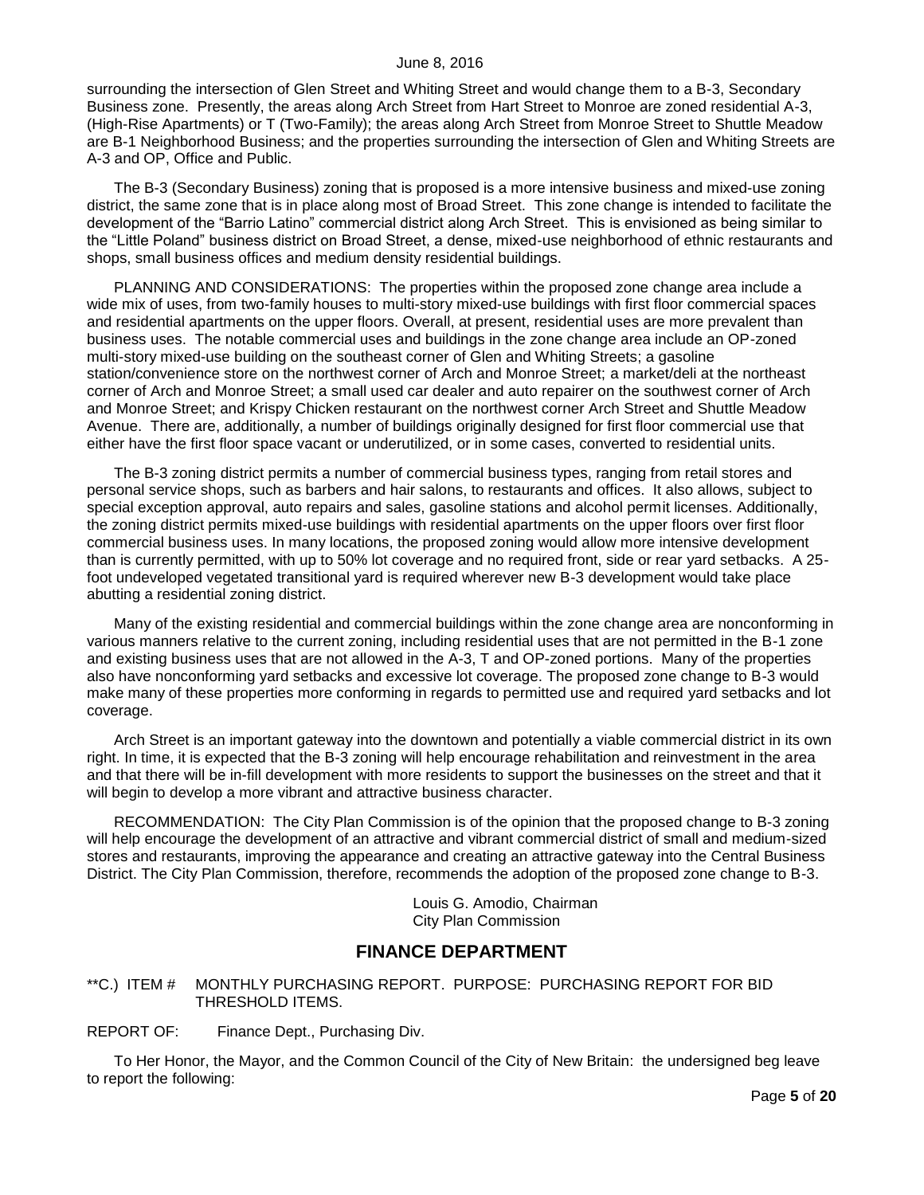surrounding the intersection of Glen Street and Whiting Street and would change them to a B-3, Secondary Business zone. Presently, the areas along Arch Street from Hart Street to Monroe are zoned residential A-3, (High-Rise Apartments) or T (Two-Family); the areas along Arch Street from Monroe Street to Shuttle Meadow are B-1 Neighborhood Business; and the properties surrounding the intersection of Glen and Whiting Streets are A-3 and OP, Office and Public.

The B-3 (Secondary Business) zoning that is proposed is a more intensive business and mixed-use zoning district, the same zone that is in place along most of Broad Street. This zone change is intended to facilitate the development of the "Barrio Latino" commercial district along Arch Street. This is envisioned as being similar to the "Little Poland" business district on Broad Street, a dense, mixed-use neighborhood of ethnic restaurants and shops, small business offices and medium density residential buildings.

PLANNING AND CONSIDERATIONS: The properties within the proposed zone change area include a wide mix of uses, from two-family houses to multi-story mixed-use buildings with first floor commercial spaces and residential apartments on the upper floors. Overall, at present, residential uses are more prevalent than business uses. The notable commercial uses and buildings in the zone change area include an OP-zoned multi-story mixed-use building on the southeast corner of Glen and Whiting Streets; a gasoline station/convenience store on the northwest corner of Arch and Monroe Street; a market/deli at the northeast corner of Arch and Monroe Street; a small used car dealer and auto repairer on the southwest corner of Arch and Monroe Street; and Krispy Chicken restaurant on the northwest corner Arch Street and Shuttle Meadow Avenue. There are, additionally, a number of buildings originally designed for first floor commercial use that either have the first floor space vacant or underutilized, or in some cases, converted to residential units.

The B-3 zoning district permits a number of commercial business types, ranging from retail stores and personal service shops, such as barbers and hair salons, to restaurants and offices. It also allows, subject to special exception approval, auto repairs and sales, gasoline stations and alcohol permit licenses. Additionally, the zoning district permits mixed-use buildings with residential apartments on the upper floors over first floor commercial business uses. In many locations, the proposed zoning would allow more intensive development than is currently permitted, with up to 50% lot coverage and no required front, side or rear yard setbacks. A 25-foot undeveloped vegetated transitional yard is required wherever new B-3 development would take place abutting a residential zoning district.

Many of the existing residential and commercial buildings within the zone change area are nonconforming in various manners relative to the current zoning, including residential uses that are not permitted in the B-1 zone and existing business uses that are not allowed in the A-3, T and OP-zoned portions. Many of the properties also have nonconforming yard setbacks and excessive lot coverage. The proposed zone change to B-3 would make many of these properties more conforming in regards to permitted use and required yard setbacks and lot coverage.

Arch Street is an important gateway into the downtown and potentially a viable commercial district in its own right. In time, it is expected that the B-3 zoning will help encourage rehabilitation and reinvestment in the area and that there will be in-fill development with more residents to support the businesses on the street and that it will begin to develop a more vibrant and attractive business character.

RECOMMENDATION: The City Plan Commission is of the opinion that the proposed change to B-3 zoning will help encourage the development of an attractive and vibrant commercial district of small and medium-sized stores and restaurants, improving the appearance and creating an attractive gateway into the Central Business District. The City Plan Commission, therefore, recommends the adoption of the proposed zone change to B-3.

Louis G. Amodio, Chairman
City Plan Commission

## FINANCE DEPARTMENT

**C.) ITEM # MONTHLY PURCHASING REPORT. PURPOSE: PURCHASING REPORT FOR BID THRESHOLD ITEMS.

REPORT OF: Finance Dept., Purchasing Div.

To Her Honor, the Mayor, and the Common Council of the City of New Britain: the undersigned beg leave to report the following: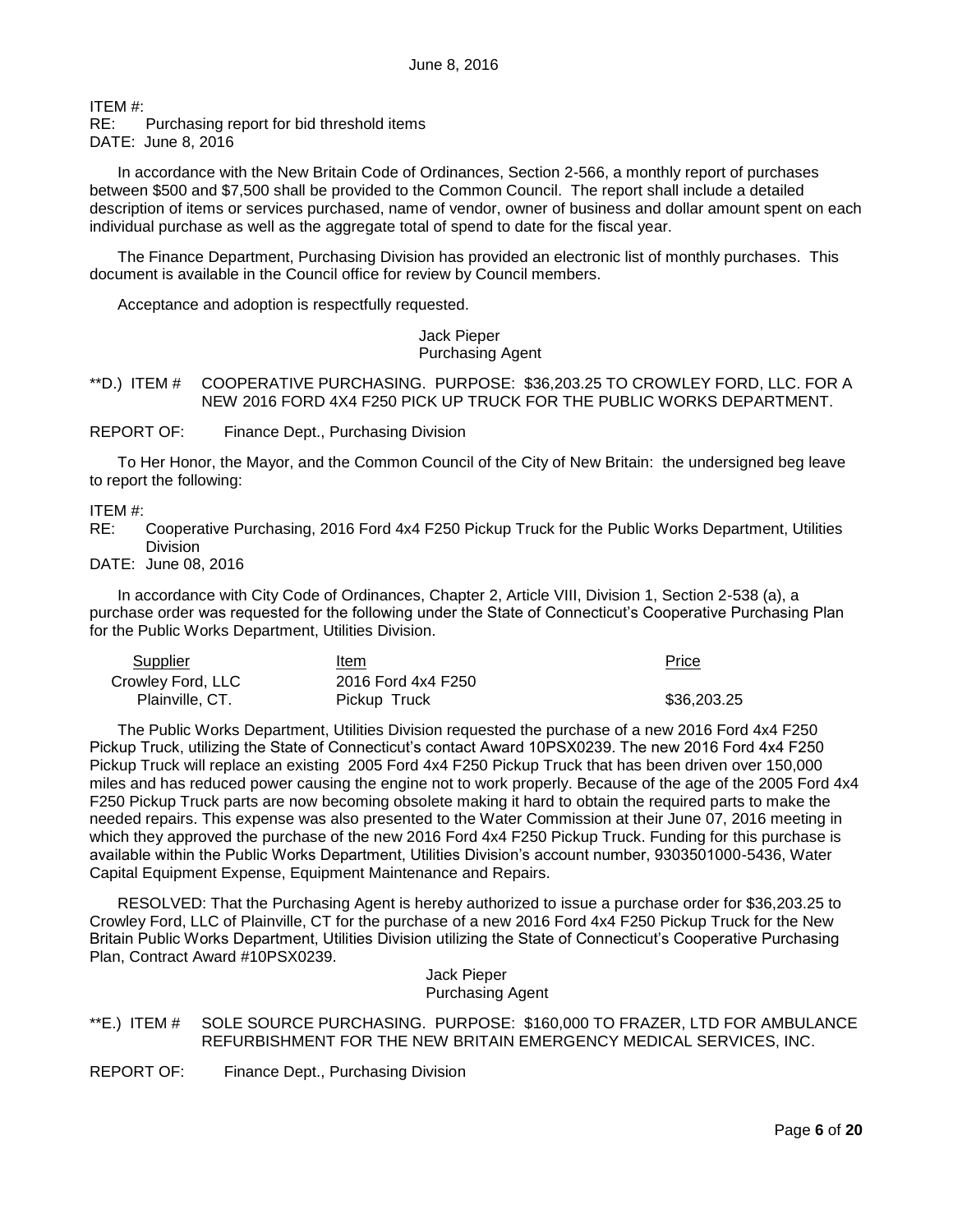ITEM #:
RE: Purchasing report for bid threshold items
DATE: June 8, 2016

In accordance with the New Britain Code of Ordinances, Section 2-566, a monthly report of purchases between $500 and $7,500 shall be provided to the Common Council. The report shall include a detailed description of items or services purchased, name of vendor, owner of business and dollar amount spent on each individual purchase as well as the aggregate total of spend to date for the fiscal year.

The Finance Department, Purchasing Division has provided an electronic list of monthly purchases. This document is available in the Council office for review by Council members.

Acceptance and adoption is respectfully requested.

Jack Pieper
Purchasing Agent

**D.) ITEM # COOPERATIVE PURCHASING. PURPOSE: $36,203.25 TO CROWLEY FORD, LLC. FOR A NEW 2016 FORD 4X4 F250 PICK UP TRUCK FOR THE PUBLIC WORKS DEPARTMENT.

REPORT OF: Finance Dept., Purchasing Division

To Her Honor, the Mayor, and the Common Council of the City of New Britain: the undersigned beg leave to report the following:

ITEM #:
RE: Cooperative Purchasing, 2016 Ford 4x4 F250 Pickup Truck for the Public Works Department, Utilities Division
DATE: June 08, 2016

In accordance with City Code of Ordinances, Chapter 2, Article VIII, Division 1, Section 2-538 (a), a purchase order was requested for the following under the State of Connecticut's Cooperative Purchasing Plan for the Public Works Department, Utilities Division.

| Supplier | Item | Price |
|---|---|---|
| Crowley Ford, LLC<br>Plainville, CT. | 2016 Ford 4x4 F250<br>Pickup Truck | $36,203.25 |

The Public Works Department, Utilities Division requested the purchase of a new 2016 Ford 4x4 F250 Pickup Truck, utilizing the State of Connecticut's contact Award 10PSX0239. The new 2016 Ford 4x4 F250 Pickup Truck will replace an existing 2005 Ford 4x4 F250 Pickup Truck that has been driven over 150,000 miles and has reduced power causing the engine not to work properly. Because of the age of the 2005 Ford 4x4 F250 Pickup Truck parts are now becoming obsolete making it hard to obtain the required parts to make the needed repairs. This expense was also presented to the Water Commission at their June 07, 2016 meeting in which they approved the purchase of the new 2016 Ford 4x4 F250 Pickup Truck. Funding for this purchase is available within the Public Works Department, Utilities Division's account number, 9303501000-5436, Water Capital Equipment Expense, Equipment Maintenance and Repairs.

RESOLVED: That the Purchasing Agent is hereby authorized to issue a purchase order for $36,203.25 to Crowley Ford, LLC of Plainville, CT for the purchase of a new 2016 Ford 4x4 F250 Pickup Truck for the New Britain Public Works Department, Utilities Division utilizing the State of Connecticut's Cooperative Purchasing Plan, Contract Award #10PSX0239.

Jack Pieper
Purchasing Agent

**E.) ITEM # SOLE SOURCE PURCHASING. PURPOSE: $160,000 TO FRAZER, LTD FOR AMBULANCE REFURBISHMENT FOR THE NEW BRITAIN EMERGENCY MEDICAL SERVICES, INC.

REPORT OF: Finance Dept., Purchasing Division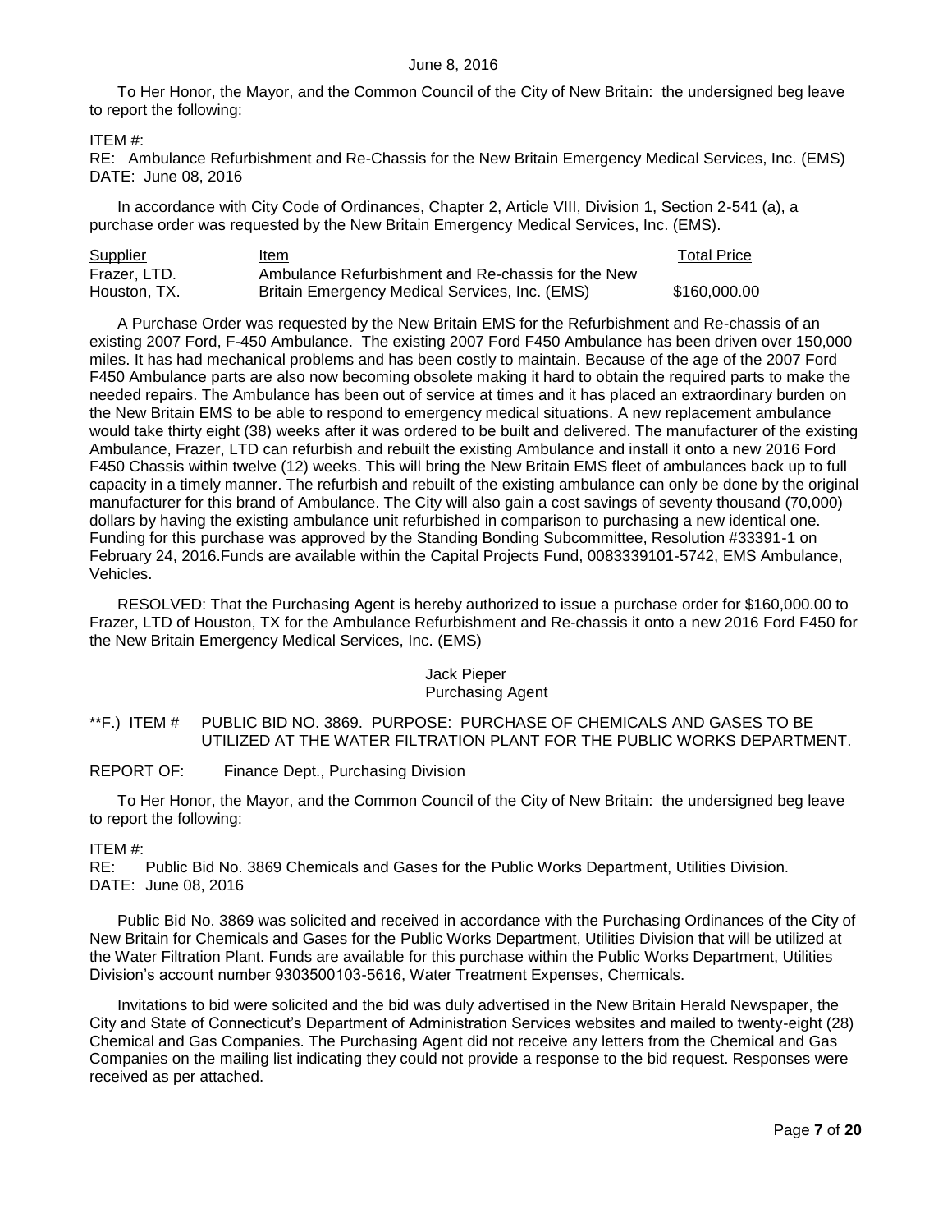June 8, 2016

To Her Honor, the Mayor, and the Common Council of the City of New Britain: the undersigned beg leave to report the following:

ITEM #:
RE: Ambulance Refurbishment and Re-Chassis for the New Britain Emergency Medical Services, Inc. (EMS)
DATE: June 08, 2016

In accordance with City Code of Ordinances, Chapter 2, Article VIII, Division 1, Section 2-541 (a), a purchase order was requested by the New Britain Emergency Medical Services, Inc. (EMS).

| Supplier | Item | Total Price |
|---|---|---|
| Frazer, LTD. Houston, TX. | Ambulance Refurbishment and Re-chassis for the New Britain Emergency Medical Services, Inc. (EMS) | \$160,000.00 |

A Purchase Order was requested by the New Britain EMS for the Refurbishment and Re-chassis of an existing 2007 Ford, F-450 Ambulance. The existing 2007 Ford F450 Ambulance has been driven over 150,000 miles. It has had mechanical problems and has been costly to maintain. Because of the age of the 2007 Ford F450 Ambulance parts are also now becoming obsolete making it hard to obtain the required parts to make the needed repairs. The Ambulance has been out of service at times and it has placed an extraordinary burden on the New Britain EMS to be able to respond to emergency medical situations. A new replacement ambulance would take thirty eight (38) weeks after it was ordered to be built and delivered. The manufacturer of the existing Ambulance, Frazer, LTD can refurbish and rebuilt the existing Ambulance and install it onto a new 2016 Ford F450 Chassis within twelve (12) weeks. This will bring the New Britain EMS fleet of ambulances back up to full capacity in a timely manner. The refurbish and rebuilt of the existing ambulance can only be done by the original manufacturer for this brand of Ambulance. The City will also gain a cost savings of seventy thousand (70,000) dollars by having the existing ambulance unit refurbished in comparison to purchasing a new identical one. Funding for this purchase was approved by the Standing Bonding Subcommittee, Resolution #33391-1 on February 24, 2016.Funds are available within the Capital Projects Fund, 0083339101-5742, EMS Ambulance, Vehicles.

RESOLVED: That the Purchasing Agent is hereby authorized to issue a purchase order for \$160,000.00 to Frazer, LTD of Houston, TX for the Ambulance Refurbishment and Re-chassis it onto a new 2016 Ford F450 for the New Britain Emergency Medical Services, Inc. (EMS)

Jack Pieper
Purchasing Agent

**F.) ITEM # PUBLIC BID NO. 3869. PURPOSE: PURCHASE OF CHEMICALS AND GASES TO BE UTILIZED AT THE WATER FILTRATION PLANT FOR THE PUBLIC WORKS DEPARTMENT.

REPORT OF: Finance Dept., Purchasing Division

To Her Honor, the Mayor, and the Common Council of the City of New Britain: the undersigned beg leave to report the following:

ITEM #:
RE: Public Bid No. 3869 Chemicals and Gases for the Public Works Department, Utilities Division.
DATE: June 08, 2016

Public Bid No. 3869 was solicited and received in accordance with the Purchasing Ordinances of the City of New Britain for Chemicals and Gases for the Public Works Department, Utilities Division that will be utilized at the Water Filtration Plant. Funds are available for this purchase within the Public Works Department, Utilities Division's account number 9303500103-5616, Water Treatment Expenses, Chemicals.

Invitations to bid were solicited and the bid was duly advertised in the New Britain Herald Newspaper, the City and State of Connecticut's Department of Administration Services websites and mailed to twenty-eight (28) Chemical and Gas Companies. The Purchasing Agent did not receive any letters from the Chemical and Gas Companies on the mailing list indicating they could not provide a response to the bid request. Responses were received as per attached.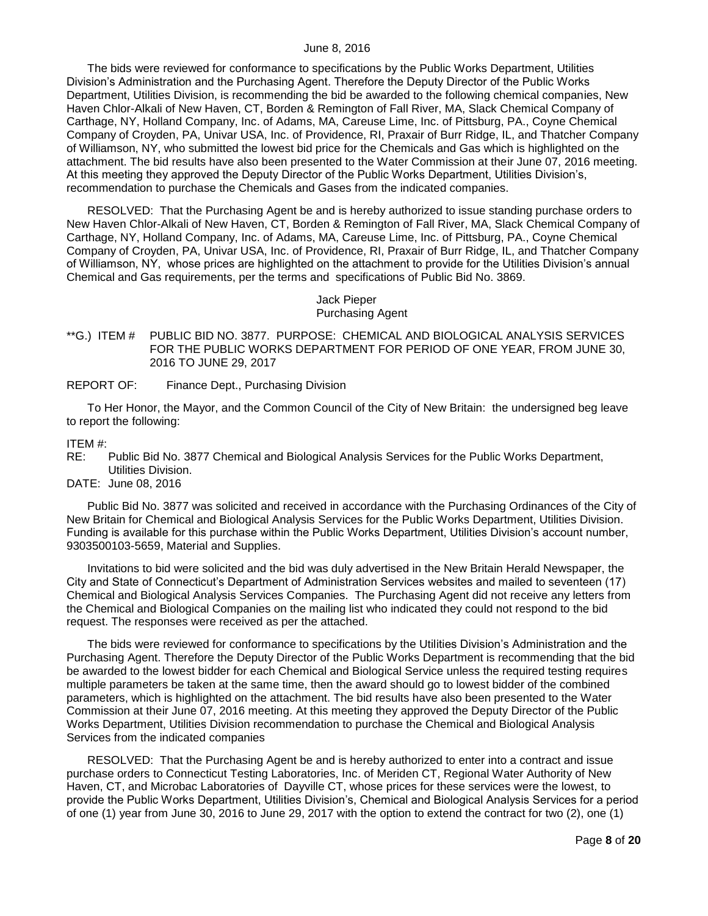The bids were reviewed for conformance to specifications by the Public Works Department, Utilities Division's Administration and the Purchasing Agent. Therefore the Deputy Director of the Public Works Department, Utilities Division, is recommending the bid be awarded to the following chemical companies, New Haven Chlor-Alkali of New Haven, CT, Borden & Remington of Fall River, MA, Slack Chemical Company of Carthage, NY, Holland Company, Inc. of Adams, MA, Careuse Lime, Inc. of Pittsburg, PA., Coyne Chemical Company of Croyden, PA, Univar USA, Inc. of Providence, RI, Praxair of Burr Ridge, IL, and Thatcher Company of Williamson, NY, who submitted the lowest bid price for the Chemicals and Gas which is highlighted on the attachment. The bid results have also been presented to the Water Commission at their June 07, 2016 meeting. At this meeting they approved the Deputy Director of the Public Works Department, Utilities Division's, recommendation to purchase the Chemicals and Gases from the indicated companies.

RESOLVED: That the Purchasing Agent be and is hereby authorized to issue standing purchase orders to New Haven Chlor-Alkali of New Haven, CT, Borden & Remington of Fall River, MA, Slack Chemical Company of Carthage, NY, Holland Company, Inc. of Adams, MA, Careuse Lime, Inc. of Pittsburg, PA., Coyne Chemical Company of Croyden, PA, Univar USA, Inc. of Providence, RI, Praxair of Burr Ridge, IL, and Thatcher Company of Williamson, NY, whose prices are highlighted on the attachment to provide for the Utilities Division's annual Chemical and Gas requirements, per the terms and specifications of Public Bid No. 3869.

Jack Pieper
Purchasing Agent

**G.) ITEM # PUBLIC BID NO. 3877. PURPOSE: CHEMICAL AND BIOLOGICAL ANALYSIS SERVICES FOR THE PUBLIC WORKS DEPARTMENT FOR PERIOD OF ONE YEAR, FROM JUNE 30, 2016 TO JUNE 29, 2017

REPORT OF: Finance Dept., Purchasing Division

To Her Honor, the Mayor, and the Common Council of the City of New Britain: the undersigned beg leave to report the following:

ITEM #:
RE: Public Bid No. 3877 Chemical and Biological Analysis Services for the Public Works Department, Utilities Division.
DATE: June 08, 2016

Public Bid No. 3877 was solicited and received in accordance with the Purchasing Ordinances of the City of New Britain for Chemical and Biological Analysis Services for the Public Works Department, Utilities Division. Funding is available for this purchase within the Public Works Department, Utilities Division's account number, 9303500103-5659, Material and Supplies.

Invitations to bid were solicited and the bid was duly advertised in the New Britain Herald Newspaper, the City and State of Connecticut's Department of Administration Services websites and mailed to seventeen (17) Chemical and Biological Analysis Services Companies. The Purchasing Agent did not receive any letters from the Chemical and Biological Companies on the mailing list who indicated they could not respond to the bid request. The responses were received as per the attached.

The bids were reviewed for conformance to specifications by the Utilities Division's Administration and the Purchasing Agent. Therefore the Deputy Director of the Public Works Department is recommending that the bid be awarded to the lowest bidder for each Chemical and Biological Service unless the required testing requires multiple parameters be taken at the same time, then the award should go to lowest bidder of the combined parameters, which is highlighted on the attachment. The bid results have also been presented to the Water Commission at their June 07, 2016 meeting. At this meeting they approved the Deputy Director of the Public Works Department, Utilities Division recommendation to purchase the Chemical and Biological Analysis Services from the indicated companies

RESOLVED: That the Purchasing Agent be and is hereby authorized to enter into a contract and issue purchase orders to Connecticut Testing Laboratories, Inc. of Meriden CT, Regional Water Authority of New Haven, CT, and Microbac Laboratories of Dayville CT, whose prices for these services were the lowest, to provide the Public Works Department, Utilities Division's, Chemical and Biological Analysis Services for a period of one (1) year from June 30, 2016 to June 29, 2017 with the option to extend the contract for two (2), one (1)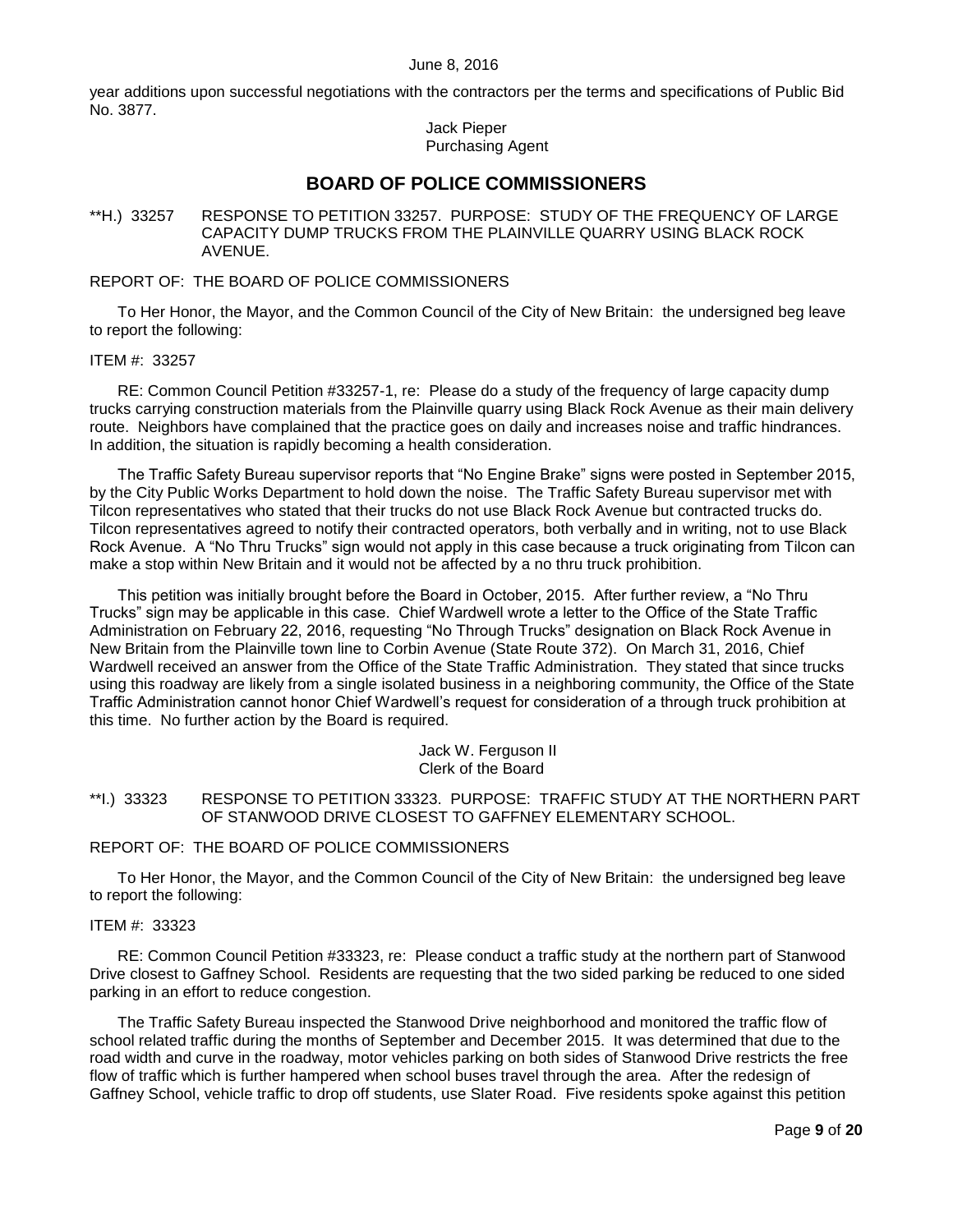year additions upon successful negotiations with the contractors per the terms and specifications of Public Bid No. 3877.

Jack Pieper
Purchasing Agent

## BOARD OF POLICE COMMISSIONERS

**H.) 33257 RESPONSE TO PETITION 33257. PURPOSE: STUDY OF THE FREQUENCY OF LARGE CAPACITY DUMP TRUCKS FROM THE PLAINVILLE QUARRY USING BLACK ROCK AVENUE.

REPORT OF: THE BOARD OF POLICE COMMISSIONERS

To Her Honor, the Mayor, and the Common Council of the City of New Britain: the undersigned beg leave to report the following:

ITEM #: 33257

RE: Common Council Petition #33257-1, re: Please do a study of the frequency of large capacity dump trucks carrying construction materials from the Plainville quarry using Black Rock Avenue as their main delivery route. Neighbors have complained that the practice goes on daily and increases noise and traffic hindrances. In addition, the situation is rapidly becoming a health consideration.

The Traffic Safety Bureau supervisor reports that "No Engine Brake" signs were posted in September 2015, by the City Public Works Department to hold down the noise. The Traffic Safety Bureau supervisor met with Tilcon representatives who stated that their trucks do not use Black Rock Avenue but contracted trucks do. Tilcon representatives agreed to notify their contracted operators, both verbally and in writing, not to use Black Rock Avenue. A "No Thru Trucks" sign would not apply in this case because a truck originating from Tilcon can make a stop within New Britain and it would not be affected by a no thru truck prohibition.

This petition was initially brought before the Board in October, 2015. After further review, a "No Thru Trucks" sign may be applicable in this case. Chief Wardwell wrote a letter to the Office of the State Traffic Administration on February 22, 2016, requesting "No Through Trucks" designation on Black Rock Avenue in New Britain from the Plainville town line to Corbin Avenue (State Route 372). On March 31, 2016, Chief Wardwell received an answer from the Office of the State Traffic Administration. They stated that since trucks using this roadway are likely from a single isolated business in a neighboring community, the Office of the State Traffic Administration cannot honor Chief Wardwell's request for consideration of a through truck prohibition at this time. No further action by the Board is required.

Jack W. Ferguson II
Clerk of the Board

**I.) 33323 RESPONSE TO PETITION 33323. PURPOSE: TRAFFIC STUDY AT THE NORTHERN PART OF STANWOOD DRIVE CLOSEST TO GAFFNEY ELEMENTARY SCHOOL.

REPORT OF: THE BOARD OF POLICE COMMISSIONERS

To Her Honor, the Mayor, and the Common Council of the City of New Britain: the undersigned beg leave to report the following:

ITEM #: 33323

RE: Common Council Petition #33323, re: Please conduct a traffic study at the northern part of Stanwood Drive closest to Gaffney School. Residents are requesting that the two sided parking be reduced to one sided parking in an effort to reduce congestion.

The Traffic Safety Bureau inspected the Stanwood Drive neighborhood and monitored the traffic flow of school related traffic during the months of September and December 2015. It was determined that due to the road width and curve in the roadway, motor vehicles parking on both sides of Stanwood Drive restricts the free flow of traffic which is further hampered when school buses travel through the area. After the redesign of Gaffney School, vehicle traffic to drop off students, use Slater Road. Five residents spoke against this petition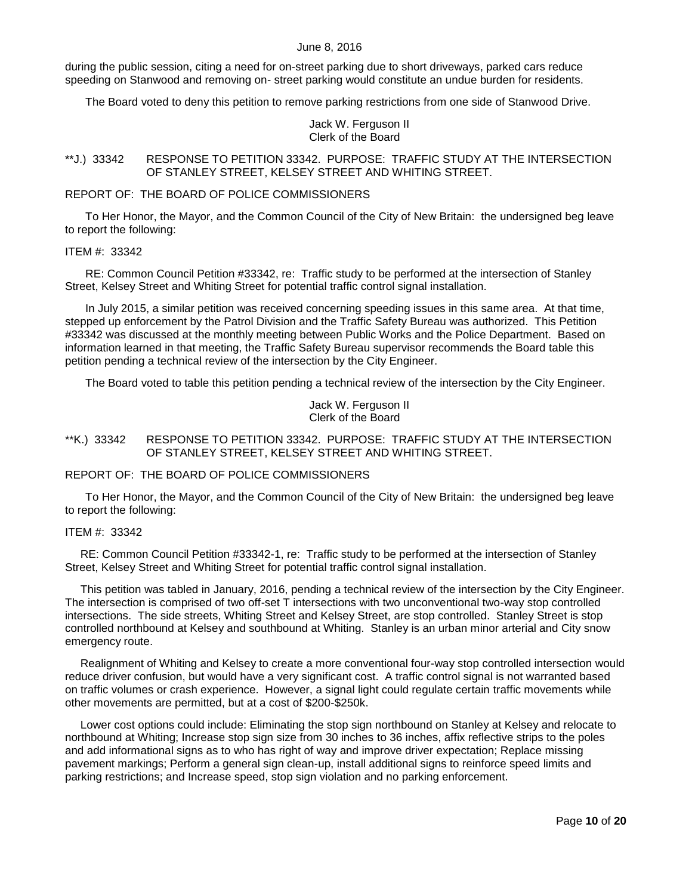during the public session, citing a need for on-street parking due to short driveways, parked cars reduce speeding on Stanwood and removing on- street parking would constitute an undue burden for residents.

The Board voted to deny this petition to remove parking restrictions from one side of Stanwood Drive.

Jack W. Ferguson II
Clerk of the Board

**J.) 33342 RESPONSE TO PETITION 33342. PURPOSE: TRAFFIC STUDY AT THE INTERSECTION OF STANLEY STREET, KELSEY STREET AND WHITING STREET.

REPORT OF: THE BOARD OF POLICE COMMISSIONERS

To Her Honor, the Mayor, and the Common Council of the City of New Britain: the undersigned beg leave to report the following:

ITEM #: 33342

RE: Common Council Petition #33342, re: Traffic study to be performed at the intersection of Stanley Street, Kelsey Street and Whiting Street for potential traffic control signal installation.

In July 2015, a similar petition was received concerning speeding issues in this same area. At that time, stepped up enforcement by the Patrol Division and the Traffic Safety Bureau was authorized. This Petition #33342 was discussed at the monthly meeting between Public Works and the Police Department. Based on information learned in that meeting, the Traffic Safety Bureau supervisor recommends the Board table this petition pending a technical review of the intersection by the City Engineer.

The Board voted to table this petition pending a technical review of the intersection by the City Engineer.

Jack W. Ferguson II
Clerk of the Board

**K.) 33342 RESPONSE TO PETITION 33342. PURPOSE: TRAFFIC STUDY AT THE INTERSECTION OF STANLEY STREET, KELSEY STREET AND WHITING STREET.

REPORT OF: THE BOARD OF POLICE COMMISSIONERS

To Her Honor, the Mayor, and the Common Council of the City of New Britain: the undersigned beg leave to report the following:

ITEM #: 33342

RE: Common Council Petition #33342-1, re: Traffic study to be performed at the intersection of Stanley Street, Kelsey Street and Whiting Street for potential traffic control signal installation.

This petition was tabled in January, 2016, pending a technical review of the intersection by the City Engineer. The intersection is comprised of two off-set T intersections with two unconventional two-way stop controlled intersections. The side streets, Whiting Street and Kelsey Street, are stop controlled. Stanley Street is stop controlled northbound at Kelsey and southbound at Whiting. Stanley is an urban minor arterial and City snow emergency route.

Realignment of Whiting and Kelsey to create a more conventional four-way stop controlled intersection would reduce driver confusion, but would have a very significant cost. A traffic control signal is not warranted based on traffic volumes or crash experience. However, a signal light could regulate certain traffic movements while other movements are permitted, but at a cost of $200-$250k.

Lower cost options could include: Eliminating the stop sign northbound on Stanley at Kelsey and relocate to northbound at Whiting; Increase stop sign size from 30 inches to 36 inches, affix reflective strips to the poles and add informational signs as to who has right of way and improve driver expectation; Replace missing pavement markings; Perform a general sign clean-up, install additional signs to reinforce speed limits and parking restrictions; and Increase speed, stop sign violation and no parking enforcement.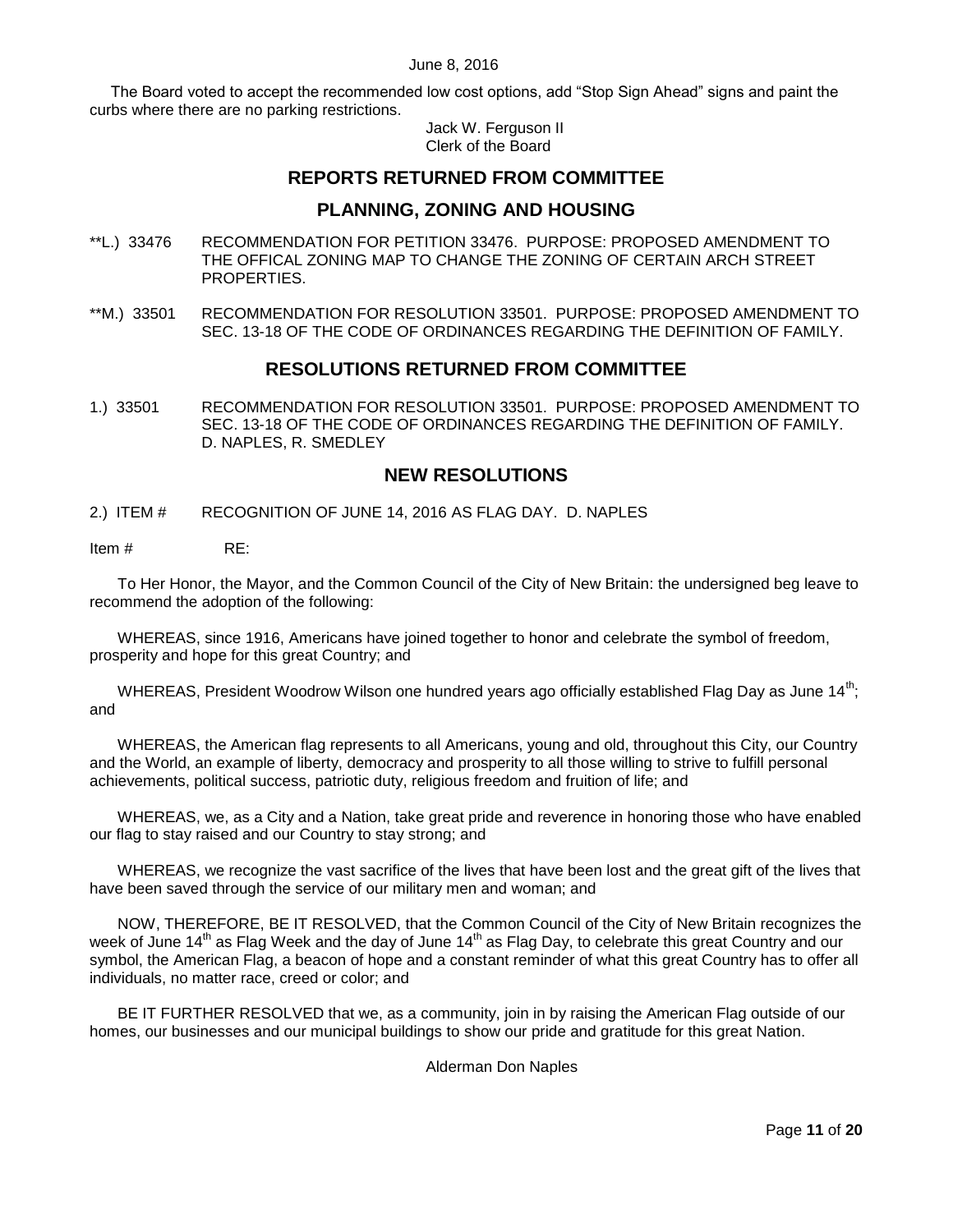The Board voted to accept the recommended low cost options, add "Stop Sign Ahead" signs and paint the curbs where there are no parking restrictions.

Jack W. Ferguson II
Clerk of the Board

## REPORTS RETURNED FROM COMMITTEE

## PLANNING, ZONING AND HOUSING

**L.) 33476 RECOMMENDATION FOR PETITION 33476. PURPOSE: PROPOSED AMENDMENT TO THE OFFICAL ZONING MAP TO CHANGE THE ZONING OF CERTAIN ARCH STREET PROPERTIES.

**M.) 33501 RECOMMENDATION FOR RESOLUTION 33501. PURPOSE: PROPOSED AMENDMENT TO SEC. 13-18 OF THE CODE OF ORDINANCES REGARDING THE DEFINITION OF FAMILY.

## RESOLUTIONS RETURNED FROM COMMITTEE

1.) 33501 RECOMMENDATION FOR RESOLUTION 33501. PURPOSE: PROPOSED AMENDMENT TO SEC. 13-18 OF THE CODE OF ORDINANCES REGARDING THE DEFINITION OF FAMILY. D. NAPLES, R. SMEDLEY

## NEW RESOLUTIONS

2.) ITEM # RECOGNITION OF JUNE 14, 2016 AS FLAG DAY. D. NAPLES

Item # RE:

To Her Honor, the Mayor, and the Common Council of the City of New Britain: the undersigned beg leave to recommend the adoption of the following:

WHEREAS, since 1916, Americans have joined together to honor and celebrate the symbol of freedom, prosperity and hope for this great Country; and

WHEREAS, President Woodrow Wilson one hundred years ago officially established Flag Day as June 14th; and

WHEREAS, the American flag represents to all Americans, young and old, throughout this City, our Country and the World, an example of liberty, democracy and prosperity to all those willing to strive to fulfill personal achievements, political success, patriotic duty, religious freedom and fruition of life; and

WHEREAS, we, as a City and a Nation, take great pride and reverence in honoring those who have enabled our flag to stay raised and our Country to stay strong; and

WHEREAS, we recognize the vast sacrifice of the lives that have been lost and the great gift of the lives that have been saved through the service of our military men and woman; and

NOW, THEREFORE, BE IT RESOLVED, that the Common Council of the City of New Britain recognizes the week of June 14th as Flag Week and the day of June 14th as Flag Day, to celebrate this great Country and our symbol, the American Flag, a beacon of hope and a constant reminder of what this great Country has to offer all individuals, no matter race, creed or color; and

BE IT FURTHER RESOLVED that we, as a community, join in by raising the American Flag outside of our homes, our businesses and our municipal buildings to show our pride and gratitude for this great Nation.

Alderman Don Naples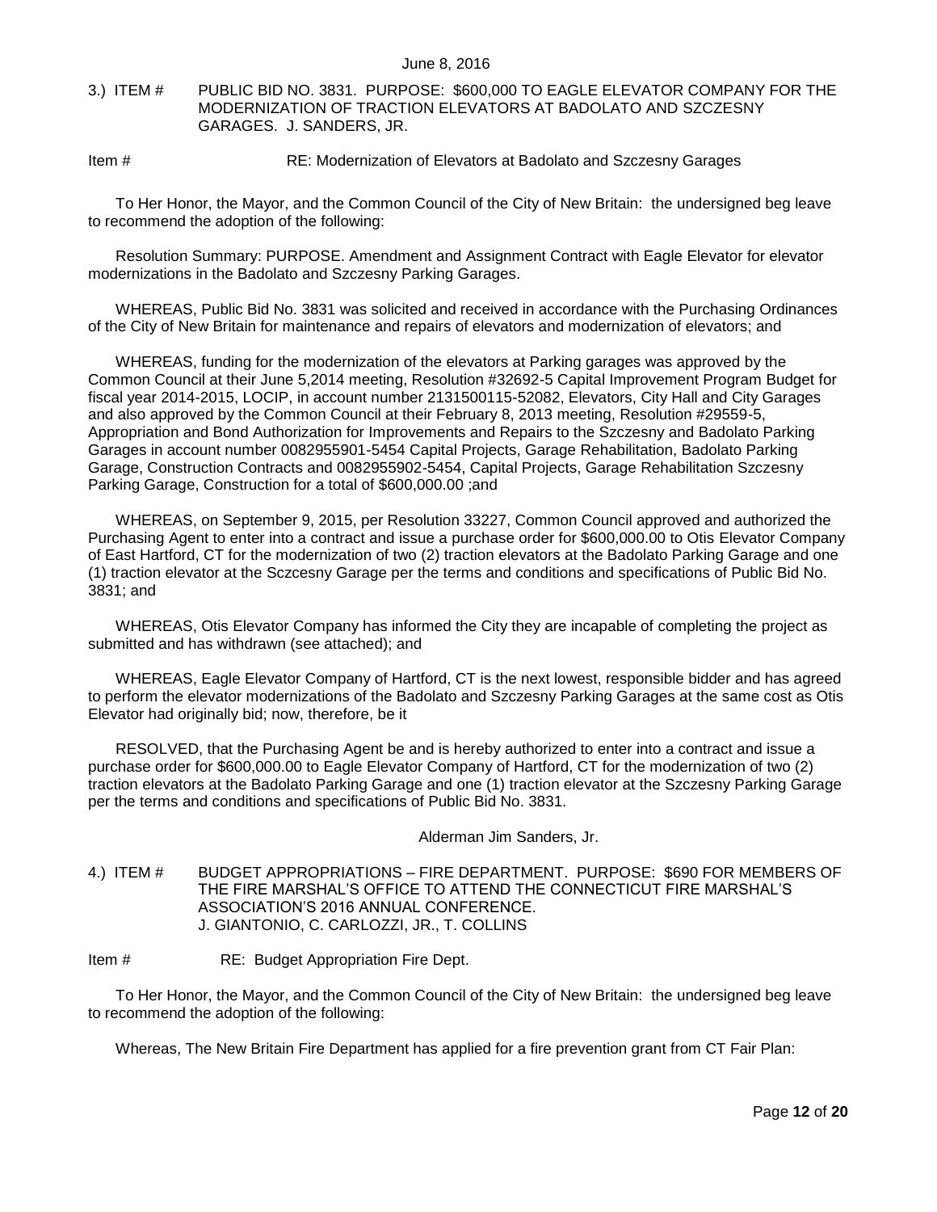3.) ITEM # PUBLIC BID NO. 3831. PURPOSE: $600,000 TO EAGLE ELEVATOR COMPANY FOR THE MODERNIZATION OF TRACTION ELEVATORS AT BADOLATO AND SZCZESNY GARAGES. J. SANDERS, JR.

Item # RE: Modernization of Elevators at Badolato and Szczesny Garages

To Her Honor, the Mayor, and the Common Council of the City of New Britain: the undersigned beg leave to recommend the adoption of the following:

Resolution Summary: PURPOSE. Amendment and Assignment Contract with Eagle Elevator for elevator modernizations in the Badolato and Szczesny Parking Garages.

WHEREAS, Public Bid No. 3831 was solicited and received in accordance with the Purchasing Ordinances of the City of New Britain for maintenance and repairs of elevators and modernization of elevators; and

WHEREAS, funding for the modernization of the elevators at Parking garages was approved by the Common Council at their June 5,2014 meeting, Resolution #32692-5 Capital Improvement Program Budget for fiscal year 2014-2015, LOCIP, in account number 2131500115-52082, Elevators, City Hall and City Garages and also approved by the Common Council at their February 8, 2013 meeting, Resolution #29559-5, Appropriation and Bond Authorization for Improvements and Repairs to the Szczesny and Badolato Parking Garages in account number 0082955901-5454 Capital Projects, Garage Rehabilitation, Badolato Parking Garage, Construction Contracts and 0082955902-5454, Capital Projects, Garage Rehabilitation Szczesny Parking Garage, Construction for a total of $600,000.00 ;and

WHEREAS, on September 9, 2015, per Resolution 33227, Common Council approved and authorized the Purchasing Agent to enter into a contract and issue a purchase order for $600,000.00 to Otis Elevator Company of East Hartford, CT for the modernization of two (2) traction elevators at the Badolato Parking Garage and one (1) traction elevator at the Sczcesny Garage per the terms and conditions and specifications of Public Bid No. 3831; and

WHEREAS, Otis Elevator Company has informed the City they are incapable of completing the project as submitted and has withdrawn (see attached); and

WHEREAS, Eagle Elevator Company of Hartford, CT is the next lowest, responsible bidder and has agreed to perform the elevator modernizations of the Badolato and Szczesny Parking Garages at the same cost as Otis Elevator had originally bid; now, therefore, be it

RESOLVED, that the Purchasing Agent be and is hereby authorized to enter into a contract and issue a purchase order for $600,000.00 to Eagle Elevator Company of Hartford, CT for the modernization of two (2) traction elevators at the Badolato Parking Garage and one (1) traction elevator at the Szczesny Parking Garage per the terms and conditions and specifications of Public Bid No. 3831.

Alderman Jim Sanders, Jr.

4.) ITEM # BUDGET APPROPRIATIONS – FIRE DEPARTMENT. PURPOSE: $690 FOR MEMBERS OF THE FIRE MARSHAL'S OFFICE TO ATTEND THE CONNECTICUT FIRE MARSHAL'S ASSOCIATION'S 2016 ANNUAL CONFERENCE. J. GIANTONIO, C. CARLOZZI, JR., T. COLLINS

Item # RE: Budget Appropriation Fire Dept.

To Her Honor, the Mayor, and the Common Council of the City of New Britain: the undersigned beg leave to recommend the adoption of the following:

Whereas, The New Britain Fire Department has applied for a fire prevention grant from CT Fair Plan: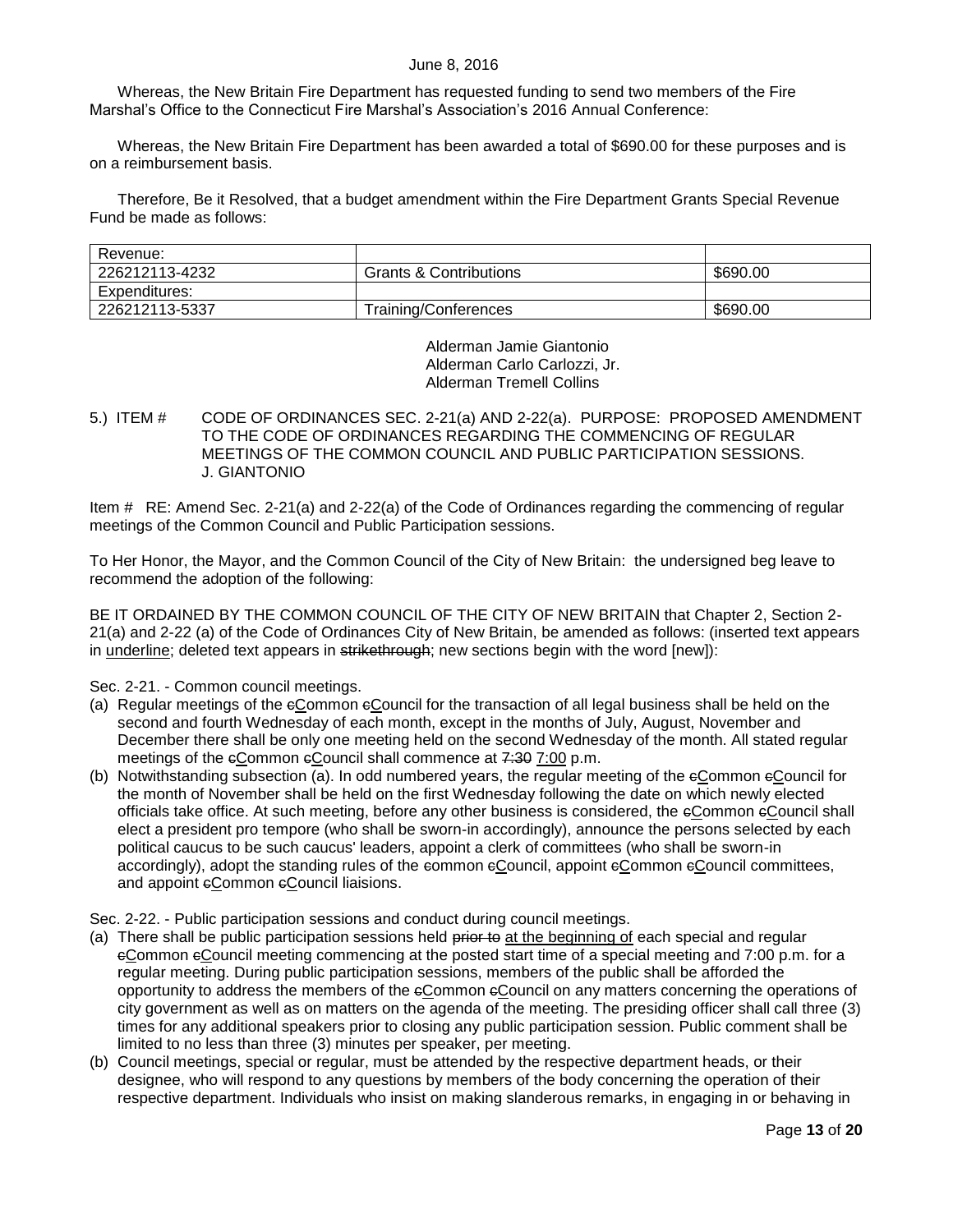Whereas, the New Britain Fire Department has requested funding to send two members of the Fire Marshal's Office to the Connecticut Fire Marshal's Association's 2016 Annual Conference:

Whereas, the New Britain Fire Department has been awarded a total of $690.00 for these purposes and is on a reimbursement basis.

Therefore, Be it Resolved, that a budget amendment within the Fire Department Grants Special Revenue Fund be made as follows:

| Revenue: | | |
|---|---|---|
| 226212113-4232 | Grants & Contributions | $690.00 |
| Expenditures: | | |
| 226212113-5337 | Training/Conferences | $690.00 |

Alderman Jamie Giantonio
Alderman Carlo Carlozzi, Jr.
Alderman Tremell Collins

5.) ITEM # CODE OF ORDINANCES SEC. 2-21(a) AND 2-22(a). PURPOSE: PROPOSED AMENDMENT TO THE CODE OF ORDINANCES REGARDING THE COMMENCING OF REGULAR MEETINGS OF THE COMMON COUNCIL AND PUBLIC PARTICIPATION SESSIONS. J. GIANTONIO

Item # RE: Amend Sec. 2-21(a) and 2-22(a) of the Code of Ordinances regarding the commencing of regular meetings of the Common Council and Public Participation sessions.

To Her Honor, the Mayor, and the Common Council of the City of New Britain: the undersigned beg leave to recommend the adoption of the following:

BE IT ORDAINED BY THE COMMON COUNCIL OF THE CITY OF NEW BRITAIN that Chapter 2, Section 2-21(a) and 2-22 (a) of the Code of Ordinances City of New Britain, be amended as follows: (inserted text appears in <u>underline</u>; deleted text appears in ~~strikethrough~~; new sections begin with the word [new]):

Sec. 2-21. - Common council meetings.

(a) Regular meetings of the ~~c~~<u>C</u>ommon ~~c~~<u>C</u>ouncil for the transaction of all legal business shall be held on the second and fourth Wednesday of each month, except in the months of July, August, November and December there shall be only one meeting held on the second Wednesday of the month. All stated regular meetings of the ~~c~~<u>C</u>ommon ~~c~~<u>C</u>ouncil shall commence at ~~7:30~~ <u>7:00</u> p.m.

(b) Notwithstanding subsection (a). In odd numbered years, the regular meeting of the ~~c~~<u>C</u>ommon ~~c~~<u>C</u>ouncil for the month of November shall be held on the first Wednesday following the date on which newly elected officials take office. At such meeting, before any other business is considered, the ~~c~~<u>C</u>ommon ~~c~~<u>C</u>ouncil shall elect a president pro tempore (who shall be sworn-in accordingly), announce the persons selected by each political caucus to be such caucus' leaders, appoint a clerk of committees (who shall be sworn-in accordingly), adopt the standing rules of the common ~~c~~<u>C</u>ouncil, appoint ~~c~~<u>C</u>ommon ~~c~~<u>C</u>ouncil committees, and appoint ~~c~~<u>C</u>ommon ~~c~~<u>C</u>ouncil liaisions.

Sec. 2-22. - Public participation sessions and conduct during council meetings.

(a) There shall be public participation sessions held ~~prior to~~ <u>at the beginning of</u> each special and regular ~~c~~<u>C</u>ommon ~~c~~<u>C</u>ouncil meeting commencing at the posted start time of a special meeting and 7:00 p.m. for a regular meeting. During public participation sessions, members of the public shall be afforded the opportunity to address the members of the ~~c~~<u>C</u>ommon ~~c~~<u>C</u>ouncil on any matters concerning the operations of city government as well as on matters on the agenda of the meeting. The presiding officer shall call three (3) times for any additional speakers prior to closing any public participation session. Public comment shall be limited to no less than three (3) minutes per speaker, per meeting.

(b) Council meetings, special or regular, must be attended by the respective department heads, or their designee, who will respond to any questions by members of the body concerning the operation of their respective department. Individuals who insist on making slanderous remarks, in engaging in or behaving in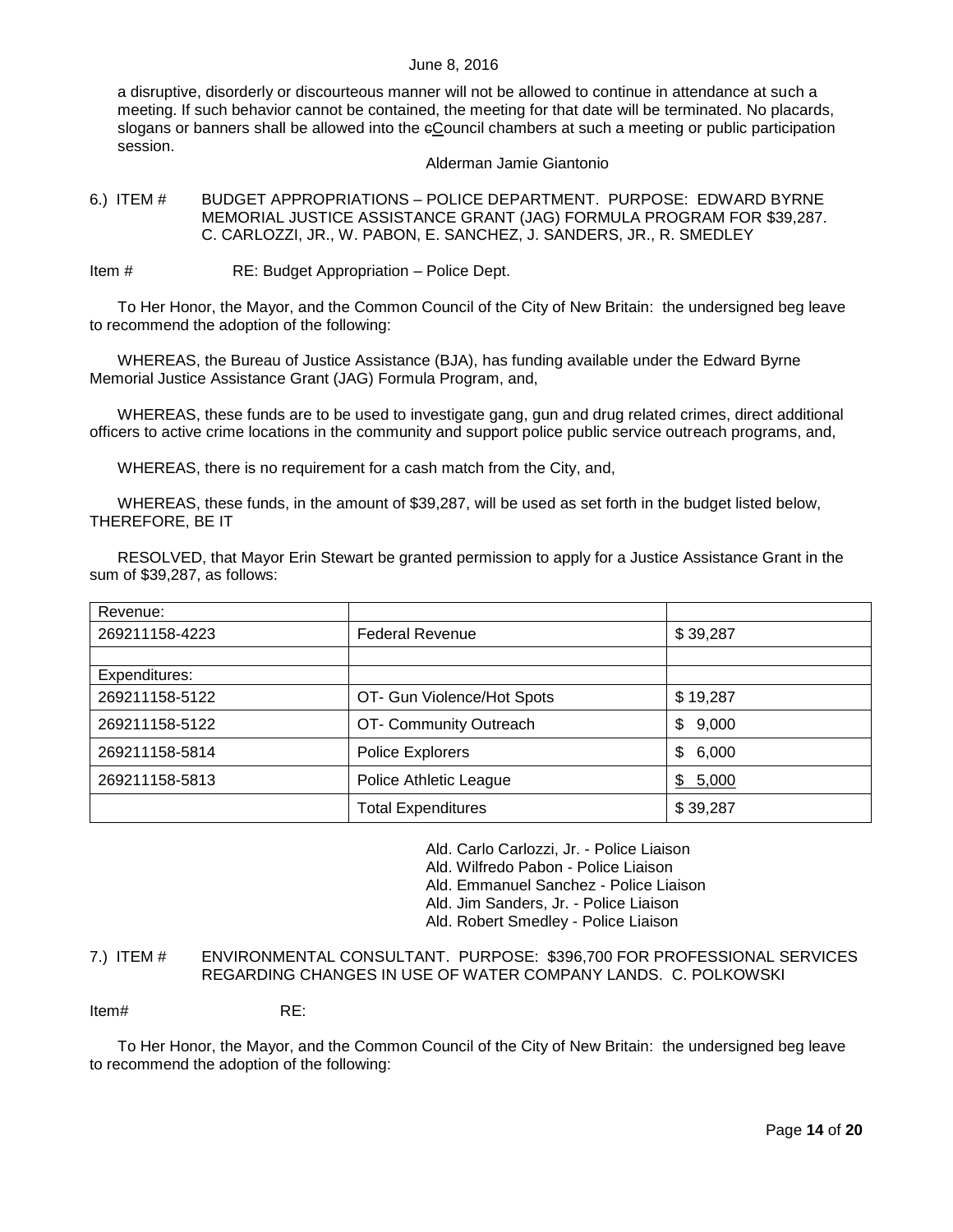a disruptive, disorderly or discourteous manner will not be allowed to continue in attendance at such a meeting. If such behavior cannot be contained, the meeting for that date will be terminated. No placards, slogans or banners shall be allowed into the cCouncil chambers at such a meeting or public participation session.

Alderman Jamie Giantonio

6.) ITEM # BUDGET APPROPRIATIONS – POLICE DEPARTMENT. PURPOSE: EDWARD BYRNE MEMORIAL JUSTICE ASSISTANCE GRANT (JAG) FORMULA PROGRAM FOR $39,287. C. CARLOZZI, JR., W. PABON, E. SANCHEZ, J. SANDERS, JR., R. SMEDLEY

Item # RE: Budget Appropriation – Police Dept.

To Her Honor, the Mayor, and the Common Council of the City of New Britain: the undersigned beg leave to recommend the adoption of the following:

WHEREAS, the Bureau of Justice Assistance (BJA), has funding available under the Edward Byrne Memorial Justice Assistance Grant (JAG) Formula Program, and,

WHEREAS, these funds are to be used to investigate gang, gun and drug related crimes, direct additional officers to active crime locations in the community and support police public service outreach programs, and,

WHEREAS, there is no requirement for a cash match from the City, and,

WHEREAS, these funds, in the amount of $39,287, will be used as set forth in the budget listed below, THEREFORE, BE IT

RESOLVED, that Mayor Erin Stewart be granted permission to apply for a Justice Assistance Grant in the sum of $39,287, as follows:

| Revenue: | | |
|---|---|---|
| 269211158-4223 | Federal Revenue | $ 39,287 |
| | | |
| Expenditures: | | |
| 269211158-5122 | OT- Gun Violence/Hot Spots | $ 19,287 |
| 269211158-5122 | OT- Community Outreach | $ 9,000 |
| 269211158-5814 | Police Explorers | $ 6,000 |
| 269211158-5813 | Police Athletic League | $ 5,000 |
| | Total Expenditures | $ 39,287 |

Ald. Carlo Carlozzi, Jr. - Police Liaison
Ald. Wilfredo Pabon - Police Liaison
Ald. Emmanuel Sanchez - Police Liaison
Ald. Jim Sanders, Jr. - Police Liaison
Ald. Robert Smedley - Police Liaison

7.) ITEM # ENVIRONMENTAL CONSULTANT. PURPOSE: $396,700 FOR PROFESSIONAL SERVICES REGARDING CHANGES IN USE OF WATER COMPANY LANDS. C. POLKOWSKI

Item# RE:

To Her Honor, the Mayor, and the Common Council of the City of New Britain: the undersigned beg leave to recommend the adoption of the following: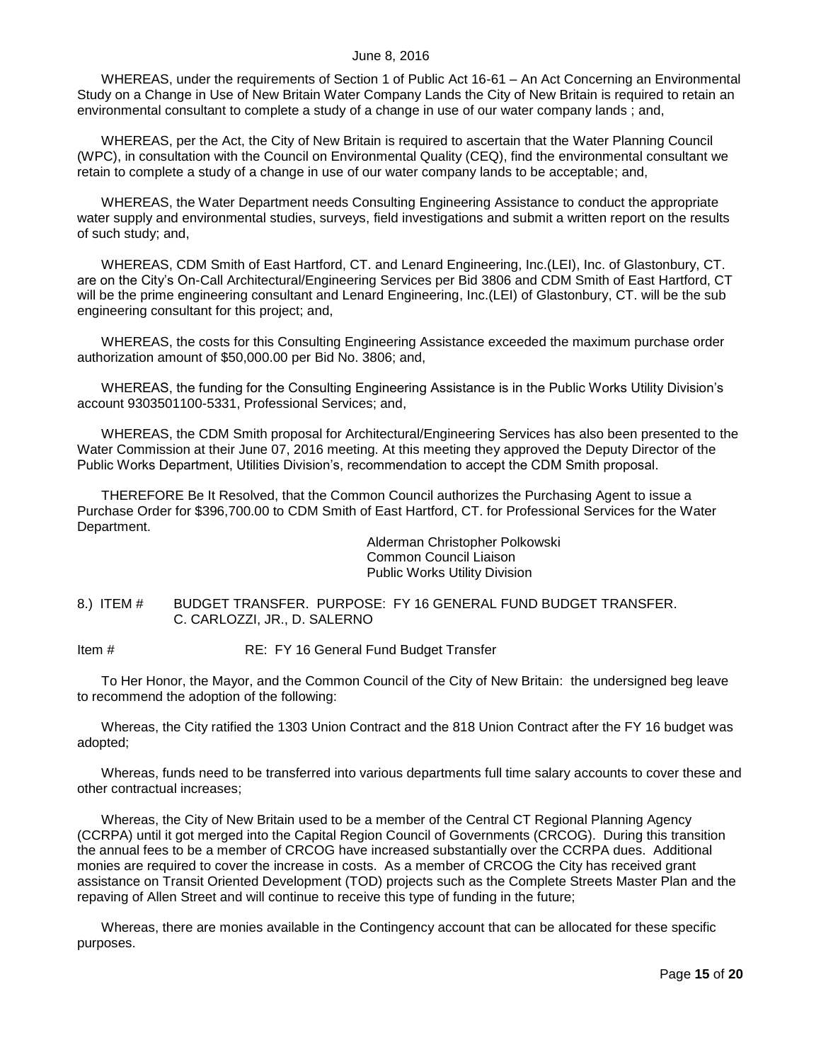WHEREAS, under the requirements of Section 1 of Public Act 16-61 – An Act Concerning an Environmental Study on a Change in Use of New Britain Water Company Lands the City of New Britain is required to retain an environmental consultant to complete a study of a change in use of our water company lands ; and,

WHEREAS, per the Act, the City of New Britain is required to ascertain that the Water Planning Council (WPC), in consultation with the Council on Environmental Quality (CEQ), find the environmental consultant we retain to complete a study of a change in use of our water company lands to be acceptable; and,

WHEREAS, the Water Department needs Consulting Engineering Assistance to conduct the appropriate water supply and environmental studies, surveys, field investigations and submit a written report on the results of such study; and,

WHEREAS, CDM Smith of East Hartford, CT. and Lenard Engineering, Inc.(LEI), Inc. of Glastonbury, CT. are on the City's On-Call Architectural/Engineering Services per Bid 3806 and CDM Smith of East Hartford, CT will be the prime engineering consultant and Lenard Engineering, Inc.(LEI) of Glastonbury, CT. will be the sub engineering consultant for this project; and,

WHEREAS, the costs for this Consulting Engineering Assistance exceeded the maximum purchase order authorization amount of $50,000.00 per Bid No. 3806; and,

WHEREAS, the funding for the Consulting Engineering Assistance is in the Public Works Utility Division's account 9303501100-5331, Professional Services; and,

WHEREAS, the CDM Smith proposal for Architectural/Engineering Services has also been presented to the Water Commission at their June 07, 2016 meeting. At this meeting they approved the Deputy Director of the Public Works Department, Utilities Division's, recommendation to accept the CDM Smith proposal.

THEREFORE Be It Resolved, that the Common Council authorizes the Purchasing Agent to issue a Purchase Order for $396,700.00 to CDM Smith of East Hartford, CT. for Professional Services for the Water Department.

Alderman Christopher Polkowski
Common Council Liaison
Public Works Utility Division

8.) ITEM # BUDGET TRANSFER. PURPOSE: FY 16 GENERAL FUND BUDGET TRANSFER. C. CARLOZZI, JR., D. SALERNO

Item # RE: FY 16 General Fund Budget Transfer

To Her Honor, the Mayor, and the Common Council of the City of New Britain: the undersigned beg leave to recommend the adoption of the following:

Whereas, the City ratified the 1303 Union Contract and the 818 Union Contract after the FY 16 budget was adopted;

Whereas, funds need to be transferred into various departments full time salary accounts to cover these and other contractual increases;

Whereas, the City of New Britain used to be a member of the Central CT Regional Planning Agency (CCRPA) until it got merged into the Capital Region Council of Governments (CRCOG). During this transition the annual fees to be a member of CRCOG have increased substantially over the CCRPA dues. Additional monies are required to cover the increase in costs. As a member of CRCOG the City has received grant assistance on Transit Oriented Development (TOD) projects such as the Complete Streets Master Plan and the repaving of Allen Street and will continue to receive this type of funding in the future;

Whereas, there are monies available in the Contingency account that can be allocated for these specific purposes.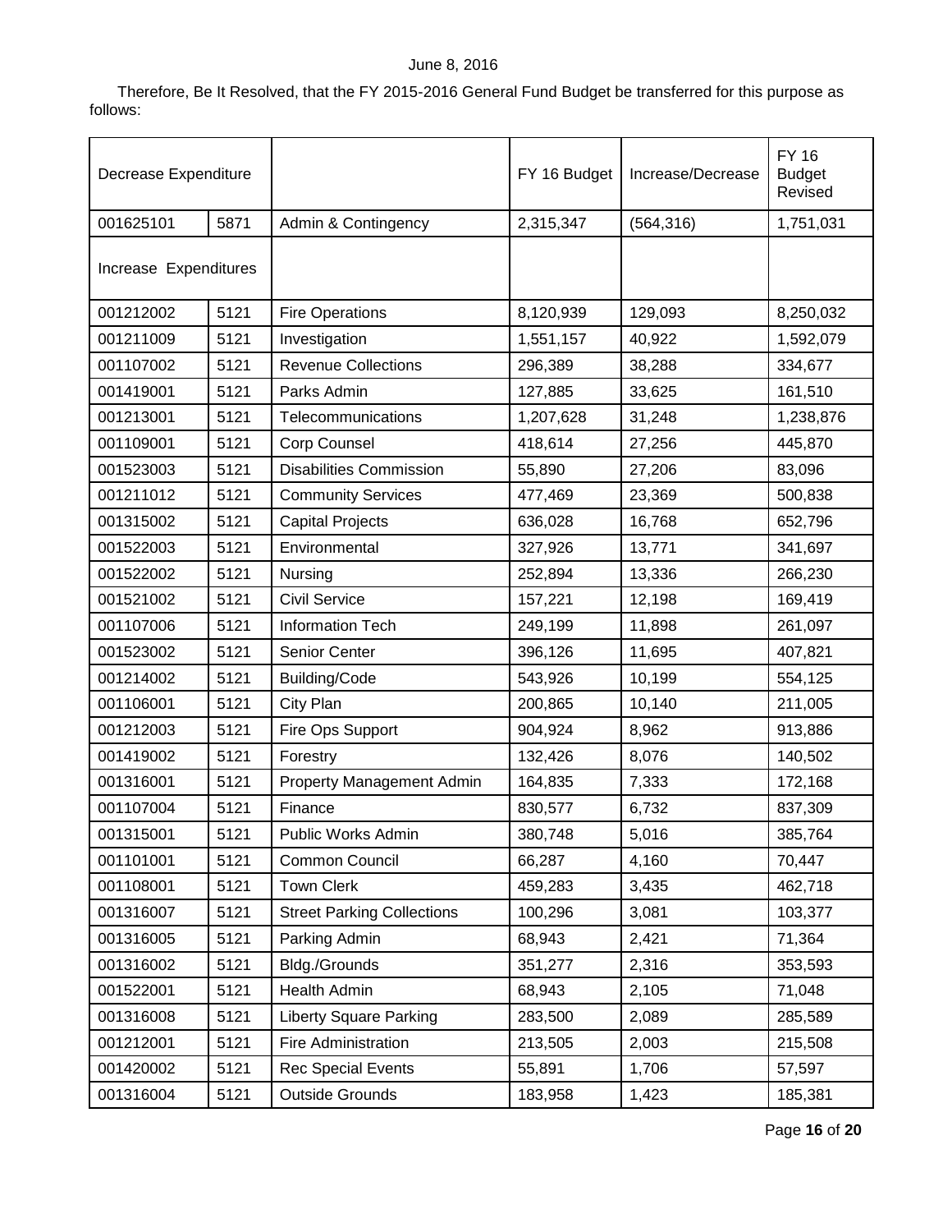June 8, 2016

Therefore, Be It Resolved, that the FY 2015-2016 General Fund Budget be transferred for this purpose as follows:

| Decrease Expenditure | | | FY 16 Budget | Increase/Decrease | FY 16 Budget Revised |
|---|---|---|---|---|---|
| 001625101 | 5871 | Admin & Contingency | 2,315,347 | (564,316) | 1,751,031 |
| Increase Expenditures | | | | | |
| 001212002 | 5121 | Fire Operations | 8,120,939 | 129,093 | 8,250,032 |
| 001211009 | 5121 | Investigation | 1,551,157 | 40,922 | 1,592,079 |
| 001107002 | 5121 | Revenue Collections | 296,389 | 38,288 | 334,677 |
| 001419001 | 5121 | Parks Admin | 127,885 | 33,625 | 161,510 |
| 001213001 | 5121 | Telecommunications | 1,207,628 | 31,248 | 1,238,876 |
| 001109001 | 5121 | Corp Counsel | 418,614 | 27,256 | 445,870 |
| 001523003 | 5121 | Disabilities Commission | 55,890 | 27,206 | 83,096 |
| 001211012 | 5121 | Community Services | 477,469 | 23,369 | 500,838 |
| 001315002 | 5121 | Capital Projects | 636,028 | 16,768 | 652,796 |
| 001522003 | 5121 | Environmental | 327,926 | 13,771 | 341,697 |
| 001522002 | 5121 | Nursing | 252,894 | 13,336 | 266,230 |
| 001521002 | 5121 | Civil Service | 157,221 | 12,198 | 169,419 |
| 001107006 | 5121 | Information Tech | 249,199 | 11,898 | 261,097 |
| 001523002 | 5121 | Senior Center | 396,126 | 11,695 | 407,821 |
| 001214002 | 5121 | Building/Code | 543,926 | 10,199 | 554,125 |
| 001106001 | 5121 | City Plan | 200,865 | 10,140 | 211,005 |
| 001212003 | 5121 | Fire Ops Support | 904,924 | 8,962 | 913,886 |
| 001419002 | 5121 | Forestry | 132,426 | 8,076 | 140,502 |
| 001316001 | 5121 | Property Management Admin | 164,835 | 7,333 | 172,168 |
| 001107004 | 5121 | Finance | 830,577 | 6,732 | 837,309 |
| 001315001 | 5121 | Public Works Admin | 380,748 | 5,016 | 385,764 |
| 001101001 | 5121 | Common Council | 66,287 | 4,160 | 70,447 |
| 001108001 | 5121 | Town Clerk | 459,283 | 3,435 | 462,718 |
| 001316007 | 5121 | Street Parking Collections | 100,296 | 3,081 | 103,377 |
| 001316005 | 5121 | Parking Admin | 68,943 | 2,421 | 71,364 |
| 001316002 | 5121 | Bldg./Grounds | 351,277 | 2,316 | 353,593 |
| 001522001 | 5121 | Health Admin | 68,943 | 2,105 | 71,048 |
| 001316008 | 5121 | Liberty Square Parking | 283,500 | 2,089 | 285,589 |
| 001212001 | 5121 | Fire Administration | 213,505 | 2,003 | 215,508 |
| 001420002 | 5121 | Rec Special Events | 55,891 | 1,706 | 57,597 |
| 001316004 | 5121 | Outside Grounds | 183,958 | 1,423 | 185,381 |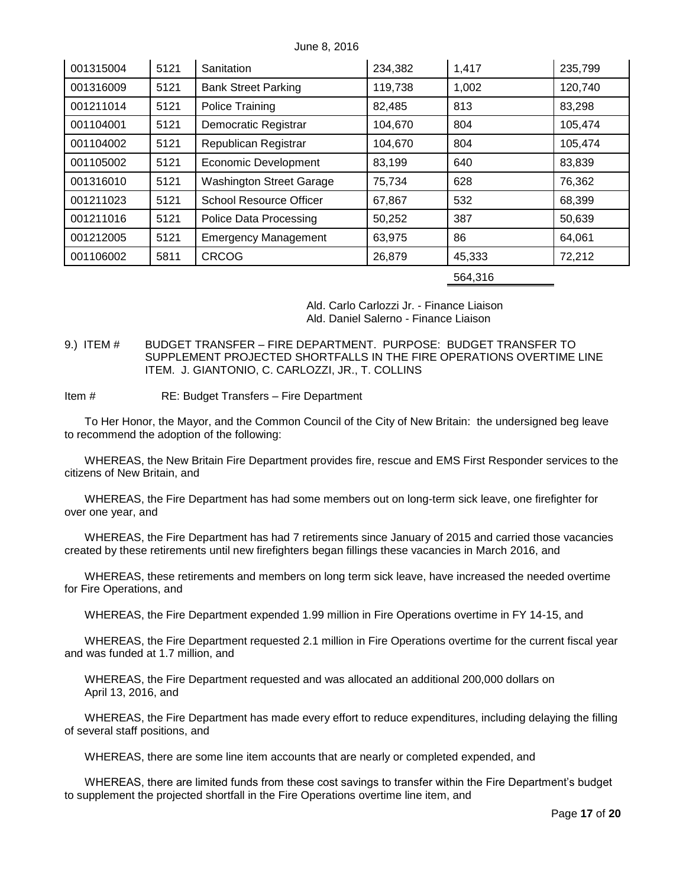June 8, 2016

| 001315004 | 5121 | Sanitation | 234,382 | 1,417 | 235,799 |
|---|---|---|---|---|---|
| 001316009 | 5121 | Bank Street Parking | 119,738 | 1,002 | 120,740 |
| 001211014 | 5121 | Police Training | 82,485 | 813 | 83,298 |
| 001104001 | 5121 | Democratic Registrar | 104,670 | 804 | 105,474 |
| 001104002 | 5121 | Republican Registrar | 104,670 | 804 | 105,474 |
| 001105002 | 5121 | Economic Development | 83,199 | 640 | 83,839 |
| 001316010 | 5121 | Washington Street Garage | 75,734 | 628 | 76,362 |
| 001211023 | 5121 | School Resource Officer | 67,867 | 532 | 68,399 |
| 001211016 | 5121 | Police Data Processing | 50,252 | 387 | 50,639 |
| 001212005 | 5121 | Emergency Management | 63,975 | 86 | 64,061 |
| 001106002 | 5811 | CRCOG | 26,879 | 45,333 | 72,212 |
| | | | | 564,316 | |

Ald. Carlo Carlozzi Jr. - Finance Liaison
Ald. Daniel Salerno - Finance Liaison

9.) ITEM # BUDGET TRANSFER – FIRE DEPARTMENT. PURPOSE: BUDGET TRANSFER TO SUPPLEMENT PROJECTED SHORTFALLS IN THE FIRE OPERATIONS OVERTIME LINE ITEM. J. GIANTONIO, C. CARLOZZI, JR., T. COLLINS

Item # RE: Budget Transfers – Fire Department

To Her Honor, the Mayor, and the Common Council of the City of New Britain: the undersigned beg leave to recommend the adoption of the following:

WHEREAS, the New Britain Fire Department provides fire, rescue and EMS First Responder services to the citizens of New Britain, and

WHEREAS, the Fire Department has had some members out on long-term sick leave, one firefighter for over one year, and

WHEREAS, the Fire Department has had 7 retirements since January of 2015 and carried those vacancies created by these retirements until new firefighters began fillings these vacancies in March 2016, and

WHEREAS, these retirements and members on long term sick leave, have increased the needed overtime for Fire Operations, and

WHEREAS, the Fire Department expended 1.99 million in Fire Operations overtime in FY 14-15, and

WHEREAS, the Fire Department requested 2.1 million in Fire Operations overtime for the current fiscal year and was funded at 1.7 million, and

WHEREAS, the Fire Department requested and was allocated an additional 200,000 dollars on April 13, 2016, and

WHEREAS, the Fire Department has made every effort to reduce expenditures, including delaying the filling of several staff positions, and

WHEREAS, there are some line item accounts that are nearly or completed expended, and

WHEREAS, there are limited funds from these cost savings to transfer within the Fire Department's budget to supplement the projected shortfall in the Fire Operations overtime line item, and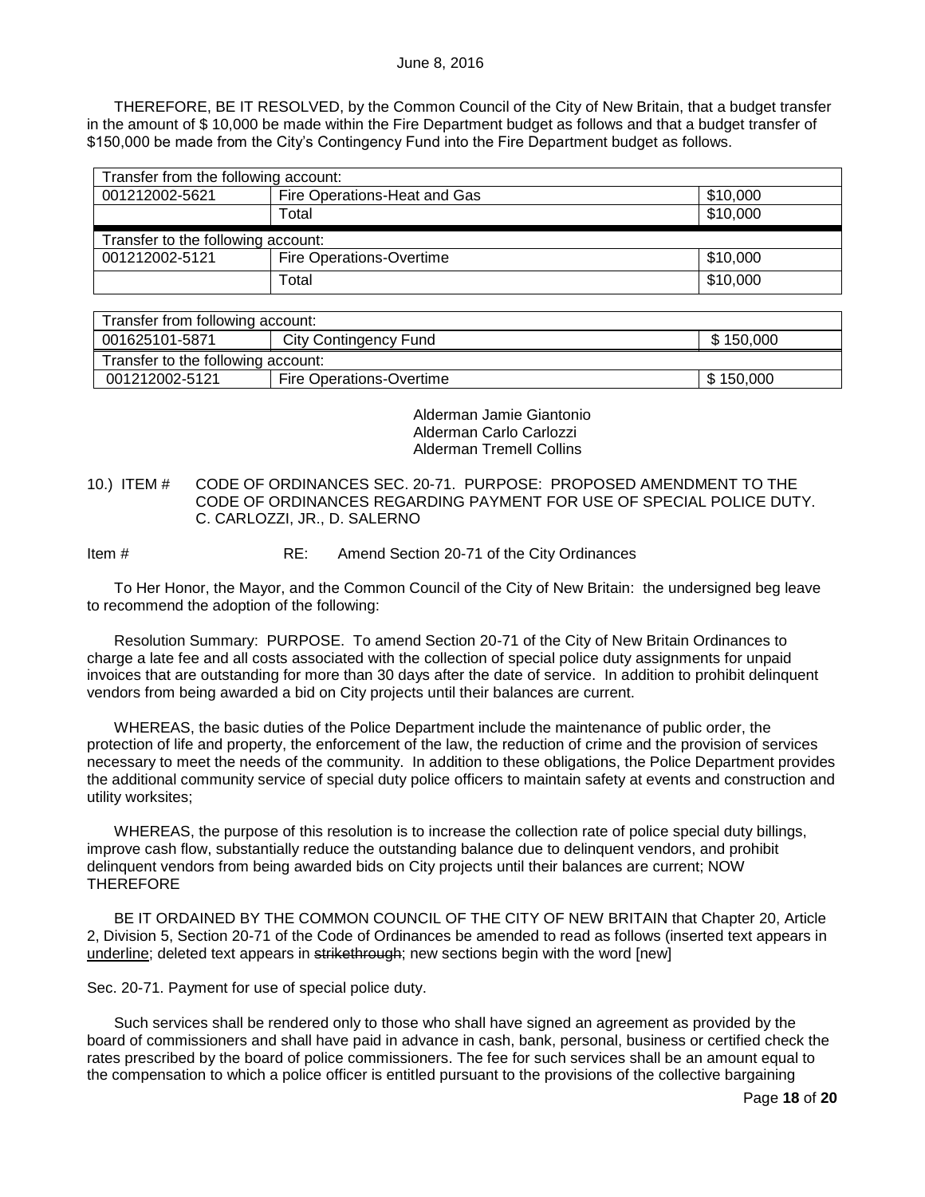THEREFORE, BE IT RESOLVED, by the Common Council of the City of New Britain, that a budget transfer in the amount of $ 10,000 be made within the Fire Department budget as follows and that a budget transfer of $150,000 be made from the City's Contingency Fund into the Fire Department budget as follows.

| Transfer from the following account: | | |
|---|---|---|
| 001212002-5621 | Fire Operations-Heat and Gas | $10,000 |
| | Total | $10,000 |
| Transfer to the following account: | | |
| 001212002-5121 | Fire Operations-Overtime | $10,000 |
| | Total | $10,000 |

| Transfer from following account: | | |
|---|---|---|
| 001625101-5871 | City Contingency Fund | $ 150,000 |
| Transfer to the following account: | | |
| 001212002-5121 | Fire Operations-Overtime | $ 150,000 |

Alderman Jamie Giantonio
Alderman Carlo Carlozzi
Alderman Tremell Collins

10.) ITEM # CODE OF ORDINANCES SEC. 20-71. PURPOSE: PROPOSED AMENDMENT TO THE CODE OF ORDINANCES REGARDING PAYMENT FOR USE OF SPECIAL POLICE DUTY. C. CARLOZZI, JR., D. SALERNO

Item # RE: Amend Section 20-71 of the City Ordinances

To Her Honor, the Mayor, and the Common Council of the City of New Britain: the undersigned beg leave to recommend the adoption of the following:

Resolution Summary: PURPOSE. To amend Section 20-71 of the City of New Britain Ordinances to charge a late fee and all costs associated with the collection of special police duty assignments for unpaid invoices that are outstanding for more than 30 days after the date of service. In addition to prohibit delinquent vendors from being awarded a bid on City projects until their balances are current.

WHEREAS, the basic duties of the Police Department include the maintenance of public order, the protection of life and property, the enforcement of the law, the reduction of crime and the provision of services necessary to meet the needs of the community. In addition to these obligations, the Police Department provides the additional community service of special duty police officers to maintain safety at events and construction and utility worksites;

WHEREAS, the purpose of this resolution is to increase the collection rate of police special duty billings, improve cash flow, substantially reduce the outstanding balance due to delinquent vendors, and prohibit delinquent vendors from being awarded bids on City projects until their balances are current; NOW THEREFORE

BE IT ORDAINED BY THE COMMON COUNCIL OF THE CITY OF NEW BRITAIN that Chapter 20, Article 2, Division 5, Section 20-71 of the Code of Ordinances be amended to read as follows (inserted text appears in <u>underline</u>; deleted text appears in ~~strikethrough~~; new sections begin with the word [new]

Sec. 20-71. Payment for use of special police duty.

Such services shall be rendered only to those who shall have signed an agreement as provided by the board of commissioners and shall have paid in advance in cash, bank, personal, business or certified check the rates prescribed by the board of police commissioners. The fee for such services shall be an amount equal to the compensation to which a police officer is entitled pursuant to the provisions of the collective bargaining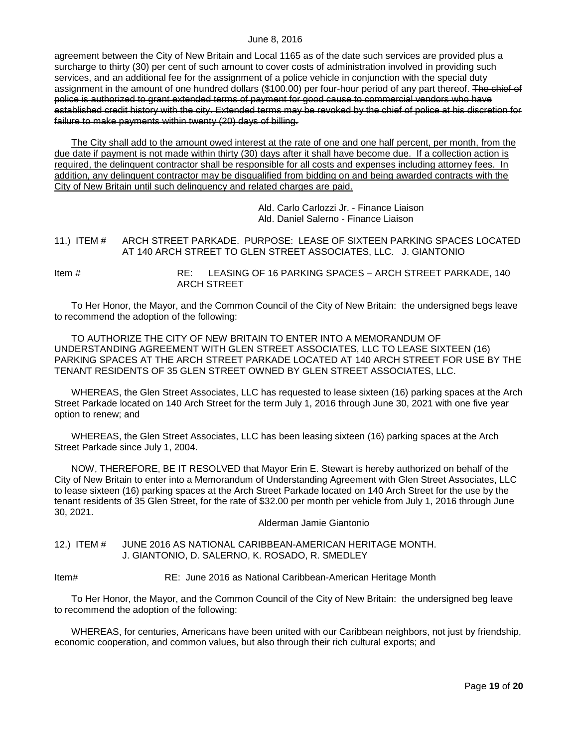agreement between the City of New Britain and Local 1165 as of the date such services are provided plus a surcharge to thirty (30) per cent of such amount to cover costs of administration involved in providing such services, and an additional fee for the assignment of a police vehicle in conjunction with the special duty assignment in the amount of one hundred dollars ($100.00) per four-hour period of any part thereof. ~~The chief of police is authorized to grant extended terms of payment for good cause to commercial vendors who have established credit history with the city. Extended terms may be revoked by the chief of police at his discretion for failure to make payments within twenty (20) days of billing.~~

<u>The City shall add to the amount owed interest at the rate of one and one half percent, per month, from the due date if payment is not made within thirty (30) days after it shall have become due. If a collection action is required, the delinquent contractor shall be responsible for all costs and expenses including attorney fees. In addition, any delinquent contractor may be disqualified from bidding on and being awarded contracts with the City of New Britain until such delinquency and related charges are paid.</u>

Ald. Carlo Carlozzi Jr. - Finance Liaison
Ald. Daniel Salerno - Finance Liaison

11.) ITEM # ARCH STREET PARKADE. PURPOSE: LEASE OF SIXTEEN PARKING SPACES LOCATED AT 140 ARCH STREET TO GLEN STREET ASSOCIATES, LLC. J. GIANTONIO

Item # RE: LEASING OF 16 PARKING SPACES – ARCH STREET PARKADE, 140 ARCH STREET

To Her Honor, the Mayor, and the Common Council of the City of New Britain: the undersigned begs leave to recommend the adoption of the following:

TO AUTHORIZE THE CITY OF NEW BRITAIN TO ENTER INTO A MEMORANDUM OF UNDERSTANDING AGREEMENT WITH GLEN STREET ASSOCIATES, LLC TO LEASE SIXTEEN (16) PARKING SPACES AT THE ARCH STREET PARKADE LOCATED AT 140 ARCH STREET FOR USE BY THE TENANT RESIDENTS OF 35 GLEN STREET OWNED BY GLEN STREET ASSOCIATES, LLC.

WHEREAS, the Glen Street Associates, LLC has requested to lease sixteen (16) parking spaces at the Arch Street Parkade located on 140 Arch Street for the term July 1, 2016 through June 30, 2021 with one five year option to renew; and

WHEREAS, the Glen Street Associates, LLC has been leasing sixteen (16) parking spaces at the Arch Street Parkade since July 1, 2004.

NOW, THEREFORE, BE IT RESOLVED that Mayor Erin E. Stewart is hereby authorized on behalf of the City of New Britain to enter into a Memorandum of Understanding Agreement with Glen Street Associates, LLC to lease sixteen (16) parking spaces at the Arch Street Parkade located on 140 Arch Street for the use by the tenant residents of 35 Glen Street, for the rate of $32.00 per month per vehicle from July 1, 2016 through June 30, 2021.

Alderman Jamie Giantonio

12.) ITEM # JUNE 2016 AS NATIONAL CARIBBEAN-AMERICAN HERITAGE MONTH. J. GIANTONIO, D. SALERNO, K. ROSADO, R. SMEDLEY

Item# RE: June 2016 as National Caribbean-American Heritage Month

To Her Honor, the Mayor, and the Common Council of the City of New Britain: the undersigned beg leave to recommend the adoption of the following:

WHEREAS, for centuries, Americans have been united with our Caribbean neighbors, not just by friendship, economic cooperation, and common values, but also through their rich cultural exports; and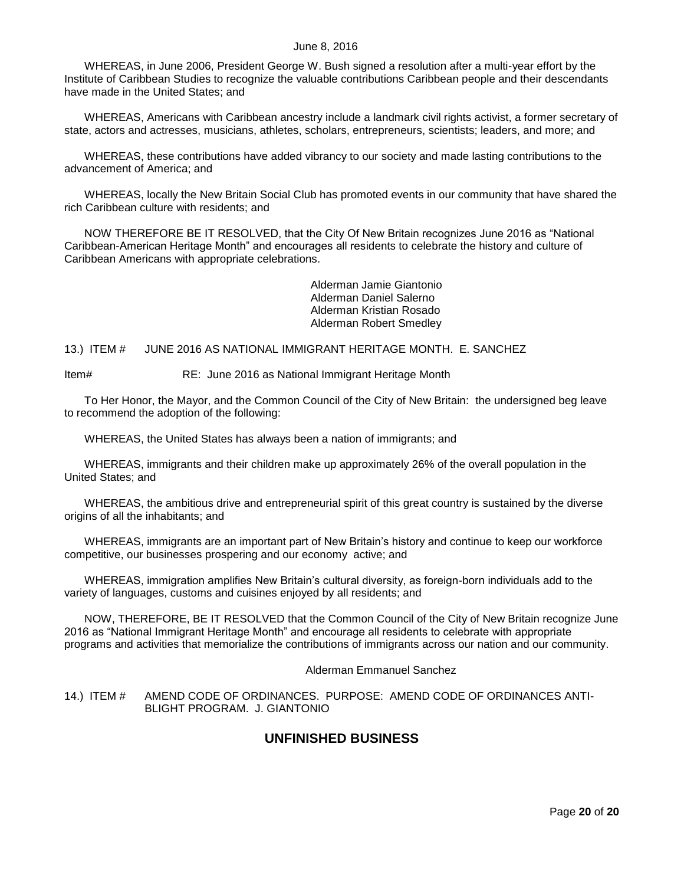WHEREAS, in June 2006, President George W. Bush signed a resolution after a multi-year effort by the Institute of Caribbean Studies to recognize the valuable contributions Caribbean people and their descendants have made in the United States; and

WHEREAS, Americans with Caribbean ancestry include a landmark civil rights activist, a former secretary of state, actors and actresses, musicians, athletes, scholars, entrepreneurs, scientists; leaders, and more; and

WHEREAS, these contributions have added vibrancy to our society and made lasting contributions to the advancement of America; and

WHEREAS, locally the New Britain Social Club has promoted events in our community that have shared the rich Caribbean culture with residents; and

NOW THEREFORE BE IT RESOLVED, that the City Of New Britain recognizes June 2016 as "National Caribbean-American Heritage Month" and encourages all residents to celebrate the history and culture of Caribbean Americans with appropriate celebrations.

Alderman Jamie Giantonio
Alderman Daniel Salerno
Alderman Kristian Rosado
Alderman Robert Smedley

13.) ITEM # JUNE 2016 AS NATIONAL IMMIGRANT HERITAGE MONTH. E. SANCHEZ

Item# RE: June 2016 as National Immigrant Heritage Month

To Her Honor, the Mayor, and the Common Council of the City of New Britain: the undersigned beg leave to recommend the adoption of the following:

WHEREAS, the United States has always been a nation of immigrants; and

WHEREAS, immigrants and their children make up approximately 26% of the overall population in the United States; and

WHEREAS, the ambitious drive and entrepreneurial spirit of this great country is sustained by the diverse origins of all the inhabitants; and

WHEREAS, immigrants are an important part of New Britain's history and continue to keep our workforce competitive, our businesses prospering and our economy active; and

WHEREAS, immigration amplifies New Britain's cultural diversity, as foreign-born individuals add to the variety of languages, customs and cuisines enjoyed by all residents; and

NOW, THEREFORE, BE IT RESOLVED that the Common Council of the City of New Britain recognize June 2016 as "National Immigrant Heritage Month" and encourage all residents to celebrate with appropriate programs and activities that memorialize the contributions of immigrants across our nation and our community.

Alderman Emmanuel Sanchez

14.) ITEM # AMEND CODE OF ORDINANCES. PURPOSE: AMEND CODE OF ORDINANCES ANTI-BLIGHT PROGRAM. J. GIANTONIO

## UNFINISHED BUSINESS